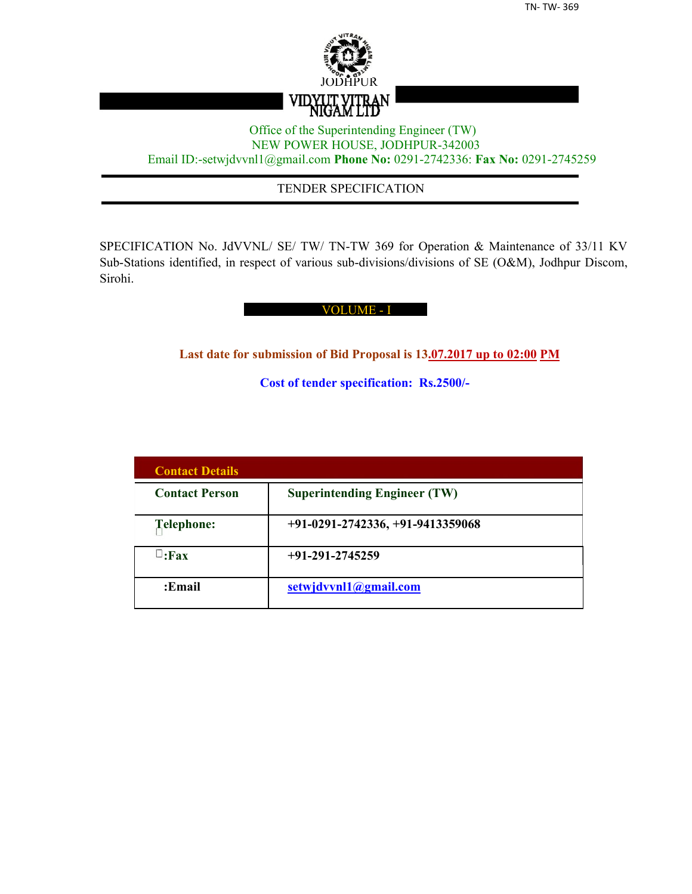JODHPUR

**VIDYUT VITRAN NIGAM LTD**

Office of the Superintending Engineer (TW)
NEW POWER HOUSE, JODHPUR-342003
Email ID:-setwjdvvnl1@gmail.com **Phone No:** 0291-2742336: **Fax No:** 0291-2745259

# TENDER SPECIFICATION

SPECIFICATION No. JdVVNL/ SE/ TW/ TN-TW 369 for Operation & Maintenance of 33/11 KV Sub-Stations identified, in respect of various sub-divisions/divisions of SE (O&M), Jodhpur Discom, Sirohi.

## VOLUME - I

**Last date for submission of Bid Proposal is 13.07.2017 up to 02:00 PM**

**Cost of tender specification: Rs.2500/-**

| **Contact Details** | |
|---|---|
| **Contact Person** | **Superintending Engineer (TW)** |
| **Telephone:** | **+91-0291-2742336, +91-9413359068** |
| **:Fax** | **+91-291-2745259** |
| **:Email** | **setwjdvvnl1@gmail.com** |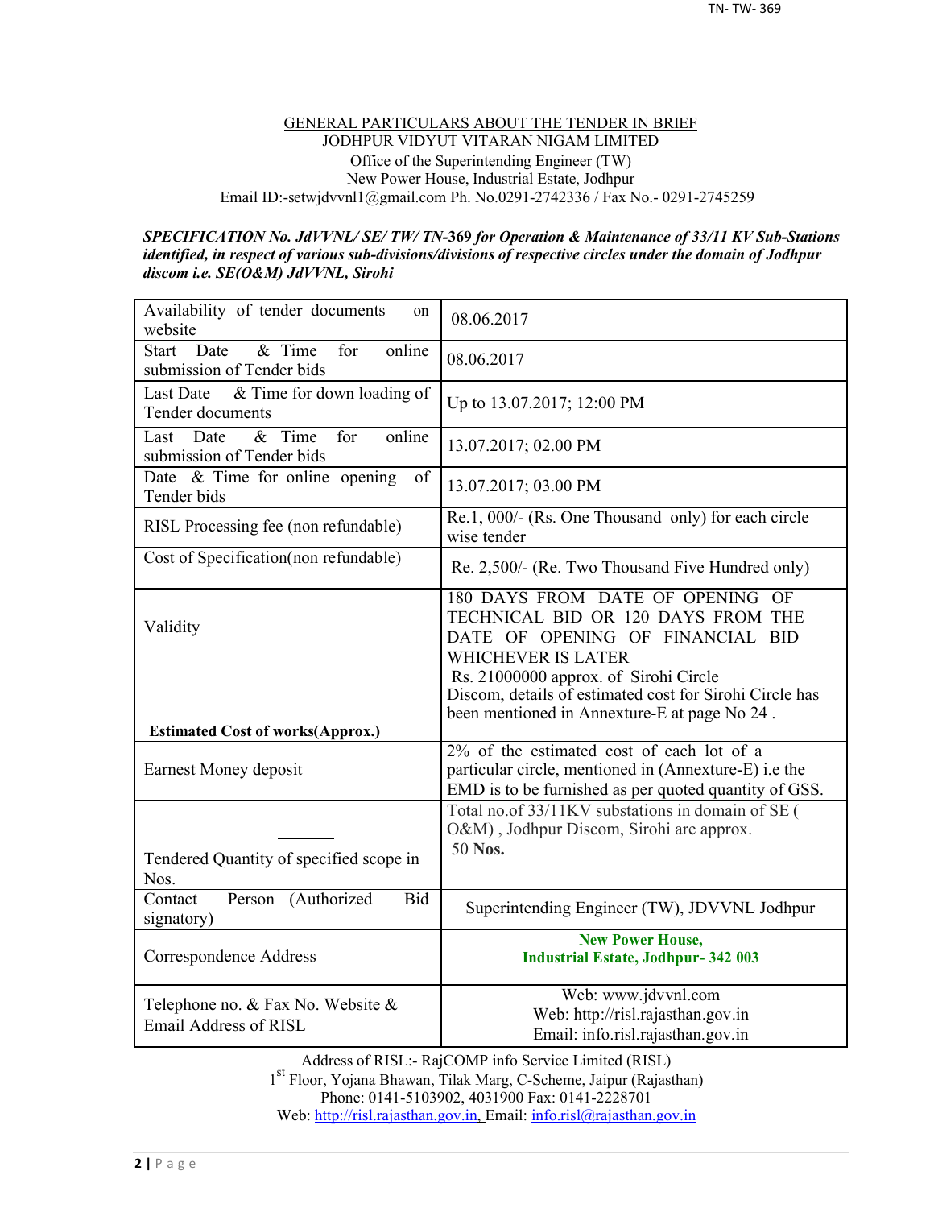# GENERAL PARTICULARS ABOUT THE TENDER IN BRIEF

JODHPUR VIDYUT VITARAN NIGAM LIMITED

Office of the Superintending Engineer (TW)

New Power House, Industrial Estate, Jodhpur

Email ID:-setwjdvvnl1@gmail.com Ph. No.0291-2742336 / Fax No.- 0291-2745259

***SPECIFICATION No. JdVVNL/ SE/ TW/ TN-369 for Operation & Maintenance of 33/11 KV Sub-Stations identified, in respect of various sub-divisions/divisions of respective circles under the domain of Jodhpur discom i.e. SE(O&M) JdVVNL, Sirohi***

| | |
|---|---|
| Availability of tender documents on website | 08.06.2017 |
| Start Date & Time for online submission of Tender bids | 08.06.2017 |
| Last Date & Time for down loading of Tender documents | Up to 13.07.2017; 12:00 PM |
| Last Date & Time for online submission of Tender bids | 13.07.2017; 02.00 PM |
| Date & Time for online opening of Tender bids | 13.07.2017; 03.00 PM |
| RISL Processing fee (non refundable) | Re.1, 000/- (Rs. One Thousand only) for each circle wise tender |
| Cost of Specification(non refundable) | Re. 2,500/- (Re. Two Thousand Five Hundred only) |
| Validity | 180 DAYS FROM DATE OF OPENING OF TECHNICAL BID OR 120 DAYS FROM THE DATE OF OPENING OF FINANCIAL BID WHICHEVER IS LATER |
| **Estimated Cost of works(Approx.)** | Rs. 21000000 approx. of Sirohi Circle Discom, details of estimated cost for Sirohi Circle has been mentioned in Annexture-E at page No 24 . |
| Earnest Money deposit | 2% of the estimated cost of each lot of a particular circle, mentioned in (Annexture-E) i.e the EMD is to be furnished as per quoted quantity of GSS. |
| Tendered Quantity of specified scope in Nos. | Total no.of 33/11KV substations in domain of SE ( O&M) , Jodhpur Discom, Sirohi are approx. 50 **Nos.** |
| Contact Person (Authorized Bid signatory) | Superintending Engineer (TW), JDVVNL Jodhpur |
| Correspondence Address | **New Power House, Industrial Estate, Jodhpur- 342 003** |
| Telephone no. & Fax No. Website & Email Address of RISL | Web: www.jdvvnl.com<br>Web: http://risl.rajasthan.gov.in<br>Email: info.risl.rajasthan.gov.in |

Address of RISL:- RajCOMP info Service Limited (RISL)

1st Floor, Yojana Bhawan, Tilak Marg, C-Scheme, Jaipur (Rajasthan)

Phone: 0141-5103902, 4031900 Fax: 0141-2228701

Web: http://risl.rajasthan.gov.in, Email: info.risl@rajasthan.gov.in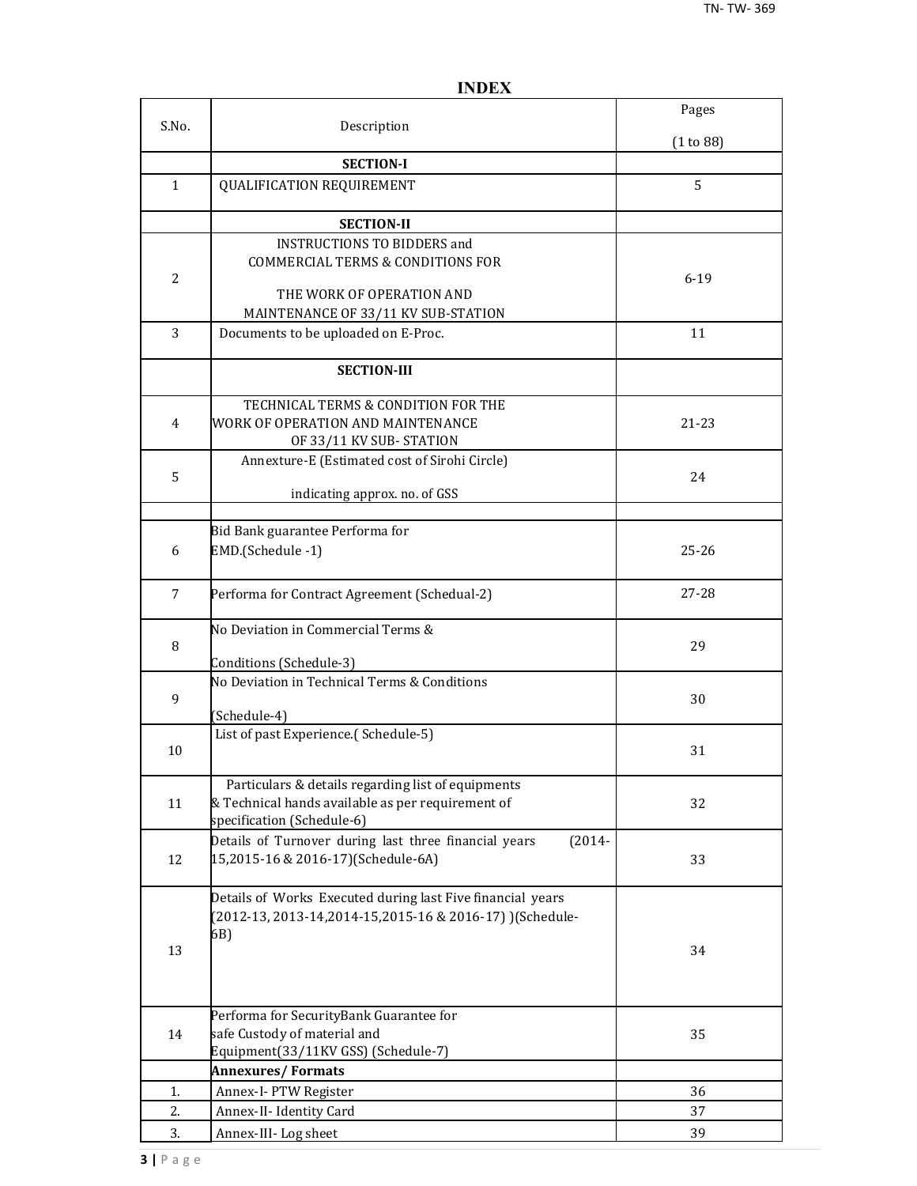# INDEX

| S.No. | Description | Pages (1 to 88) |
|---|---|---|
| | **SECTION-I** | |
| 1 | QUALIFICATION REQUIREMENT | 5 |
| | **SECTION-II** | |
| 2 | INSTRUCTIONS TO BIDDERS and COMMERCIAL TERMS & CONDITIONS FOR THE WORK OF OPERATION AND MAINTENANCE OF 33/11 KV SUB-STATION | 6-19 |
| 3 | Documents to be uploaded on E-Proc. | 11 |
| | **SECTION-III** | |
| 4 | TECHNICAL TERMS & CONDITION FOR THE WORK OF OPERATION AND MAINTENANCE OF 33/11 KV SUB- STATION | 21-23 |
| 5 | Annexture-E (Estimated cost of Sirohi Circle) indicating approx. no. of GSS | 24 |
| | | |
| 6 | Bid Bank guarantee Performa for EMD.(Schedule -1) | 25-26 |
| 7 | Performa for Contract Agreement (Schedual-2) | 27-28 |
| 8 | No Deviation in Commercial Terms & Conditions (Schedule-3) | 29 |
| 9 | No Deviation in Technical Terms & Conditions (Schedule-4) | 30 |
| 10 | List of past Experience.( Schedule-5) | 31 |
| 11 | Particulars & details regarding list of equipments & Technical hands available as per requirement of specification (Schedule-6) | 32 |
| 12 | Details of Turnover during last three financial years (2014-15,2015-16 & 2016-17)(Schedule-6A) | 33 |
| 13 | Details of Works Executed during last Five financial years (2012-13, 2013-14,2014-15,2015-16 & 2016-17) )(Schedule-6B) | 34 |
| 14 | Performa for SecurityBank Guarantee for safe Custody of material and Equipment(33/11KV GSS) (Schedule-7) | 35 |
| | **Annexures/ Formats** | |
| 1. | Annex-I- PTW Register | 36 |
| 2. | Annex-II- Identity Card | 37 |
| 3. | Annex-III- Log sheet | 39 |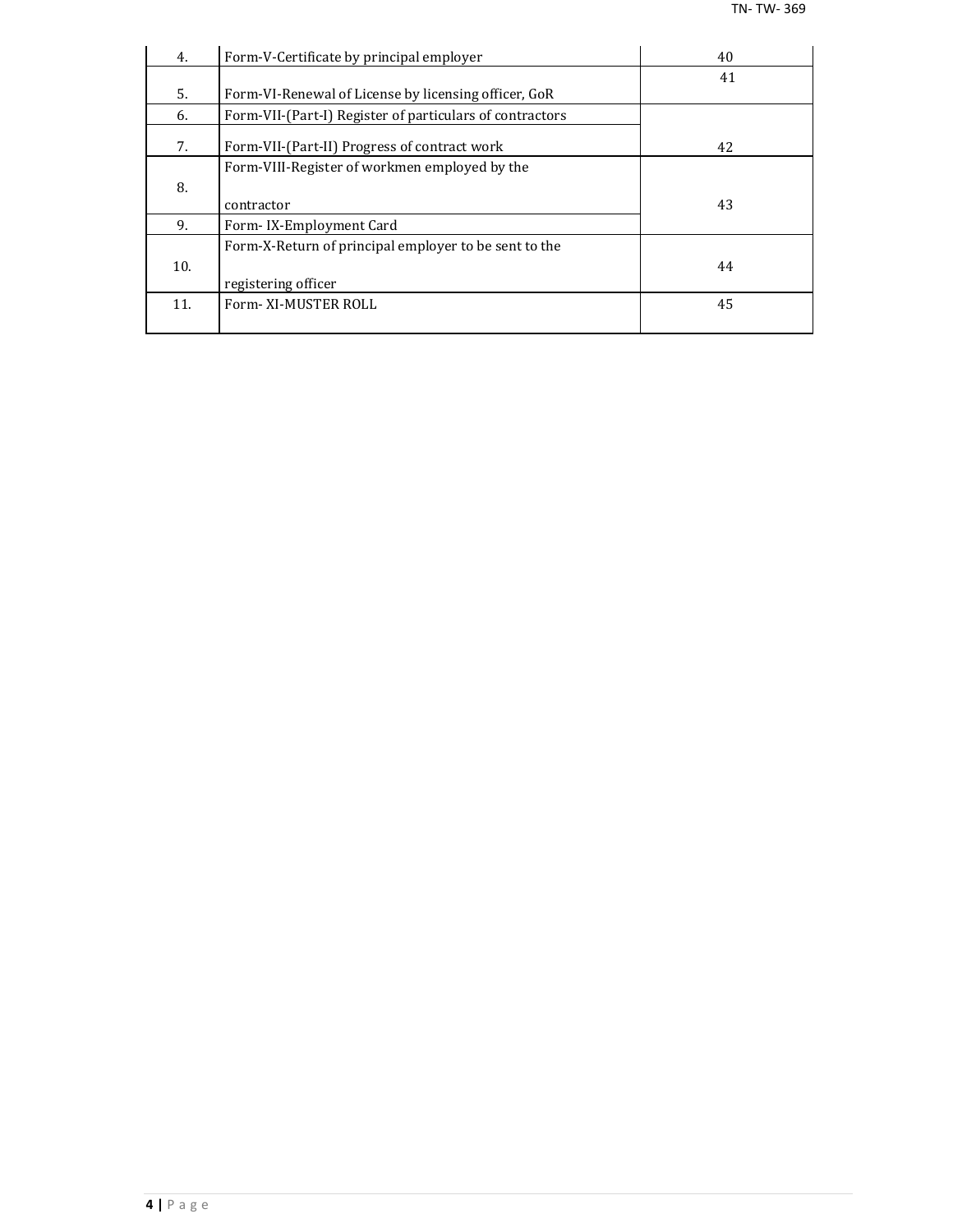| 4. | Form-V-Certificate by principal employer | 40 |
|---|---|---|
| 5. | Form-VI-Renewal of License by licensing officer, GoR | 41 |
| 6. | Form-VII-(Part-I) Register of particulars of contractors | |
| 7. | Form-VII-(Part-II) Progress of contract work | 42 |
| 8. | Form-VIII-Register of workmen employed by the contractor | 43 |
| 9. | Form- IX-Employment Card | |
| 10. | Form-X-Return of principal employer to be sent to the registering officer | 44 |
| 11. | Form- XI-MUSTER ROLL | 45 |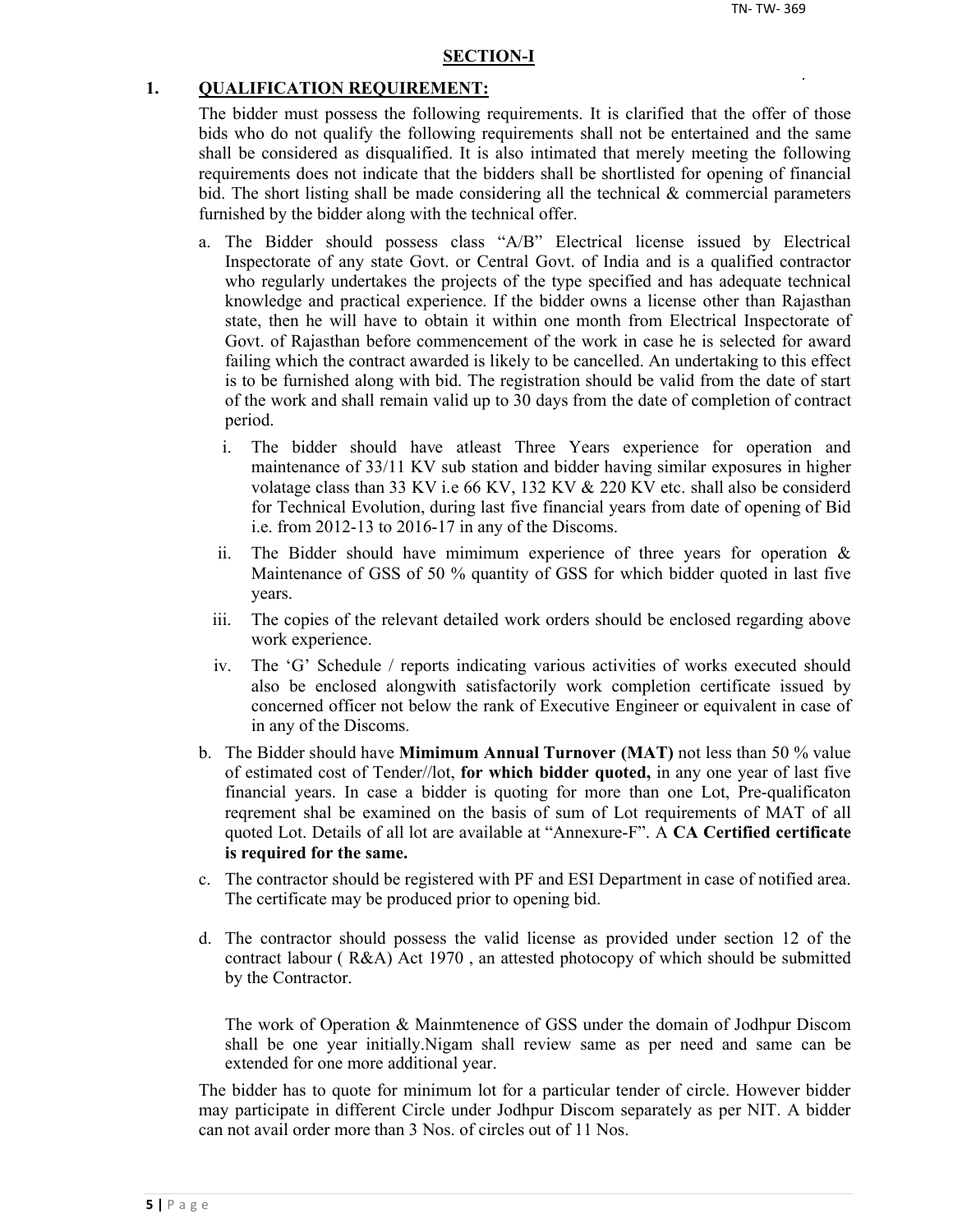## SECTION-I

### 1. QUALIFICATION REQUIREMENT:

The bidder must possess the following requirements. It is clarified that the offer of those bids who do not qualify the following requirements shall not be entertained and the same shall be considered as disqualified. It is also intimated that merely meeting the following requirements does not indicate that the bidders shall be shortlisted for opening of financial bid. The short listing shall be made considering all the technical & commercial parameters furnished by the bidder along with the technical offer.

a. The Bidder should possess class "A/B" Electrical license issued by Electrical Inspectorate of any state Govt. or Central Govt. of India and is a qualified contractor who regularly undertakes the projects of the type specified and has adequate technical knowledge and practical experience. If the bidder owns a license other than Rajasthan state, then he will have to obtain it within one month from Electrical Inspectorate of Govt. of Rajasthan before commencement of the work in case he is selected for award failing which the contract awarded is likely to be cancelled. An undertaking to this effect is to be furnished along with bid. The registration should be valid from the date of start of the work and shall remain valid up to 30 days from the date of completion of contract period.

   i. The bidder should have atleast Three Years experience for operation and maintenance of 33/11 KV sub station and bidder having similar exposures in higher volatage class than 33 KV i.e 66 KV, 132 KV & 220 KV etc. shall also be considerd for Technical Evolution, during last five financial years from date of opening of Bid i.e. from 2012-13 to 2016-17 in any of the Discoms.

   ii. The Bidder should have mimimum experience of three years for operation & Maintenance of GSS of 50 % quantity of GSS for which bidder quoted in last five years.

   iii. The copies of the relevant detailed work orders should be enclosed regarding above work experience.

   iv. The 'G' Schedule / reports indicating various activities of works executed should also be enclosed alongwith satisfactorily work completion certificate issued by concerned officer not below the rank of Executive Engineer or equivalent in case of in any of the Discoms.

b. The Bidder should have **Mimimum Annual Turnover (MAT)** not less than 50 % value of estimated cost of Tender//lot, **for which bidder quoted,** in any one year of last five financial years. In case a bidder is quoting for more than one Lot, Pre-qualificaton reqrement shal be examined on the basis of sum of Lot requirements of MAT of all quoted Lot. Details of all lot are available at "Annexure-F". A **CA Certified certificate is required for the same.**

c. The contractor should be registered with PF and ESI Department in case of notified area. The certificate may be produced prior to opening bid.

d. The contractor should possess the valid license as provided under section 12 of the contract labour ( R&A) Act 1970 , an attested photocopy of which should be submitted by the Contractor.

   The work of Operation & Mainmtenence of GSS under the domain of Jodhpur Discom shall be one year initially.Nigam shall review same as per need and same can be extended for one more additional year.

The bidder has to quote for minimum lot for a particular tender of circle. However bidder may participate in different Circle under Jodhpur Discom separately as per NIT. A bidder can not avail order more than 3 Nos. of circles out of 11 Nos.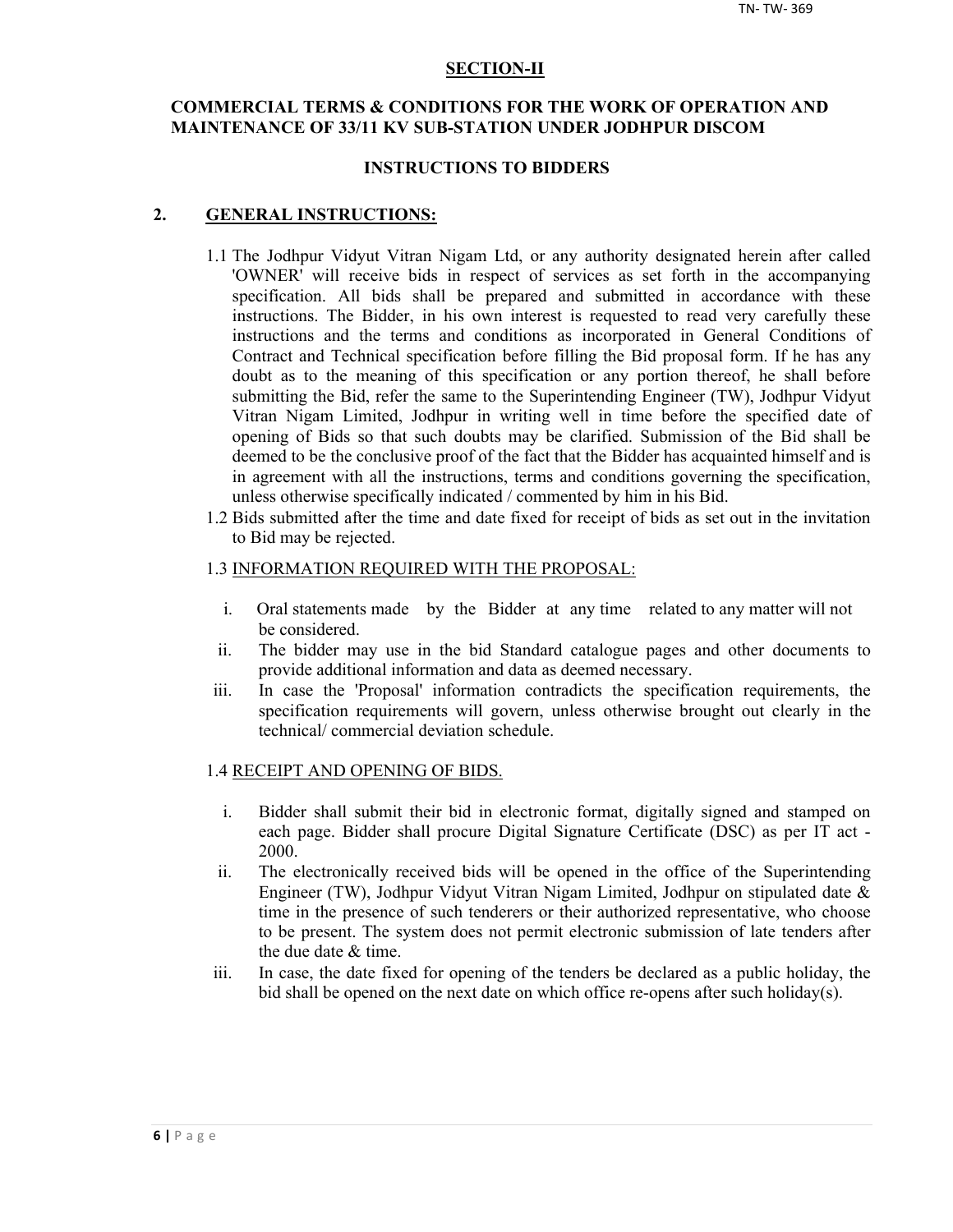## SECTION-II

### COMMERCIAL TERMS & CONDITIONS FOR THE WORK OF OPERATION AND MAINTENANCE OF 33/11 KV SUB-STATION UNDER JODHPUR DISCOM

### INSTRUCTIONS TO BIDDERS

## 2. GENERAL INSTRUCTIONS:

1.1 The Jodhpur Vidyut Vitran Nigam Ltd, or any authority designated herein after called 'OWNER' will receive bids in respect of services as set forth in the accompanying specification. All bids shall be prepared and submitted in accordance with these instructions. The Bidder, in his own interest is requested to read very carefully these instructions and the terms and conditions as incorporated in General Conditions of Contract and Technical specification before filling the Bid proposal form. If he has any doubt as to the meaning of this specification or any portion thereof, he shall before submitting the Bid, refer the same to the Superintending Engineer (TW), Jodhpur Vidyut Vitran Nigam Limited, Jodhpur in writing well in time before the specified date of opening of Bids so that such doubts may be clarified. Submission of the Bid shall be deemed to be the conclusive proof of the fact that the Bidder has acquainted himself and is in agreement with all the instructions, terms and conditions governing the specification, unless otherwise specifically indicated / commented by him in his Bid.

1.2 Bids submitted after the time and date fixed for receipt of bids as set out in the invitation to Bid may be rejected.

1.3 INFORMATION REQUIRED WITH THE PROPOSAL:

i. Oral statements made by the Bidder at any time related to any matter will not be considered.

ii. The bidder may use in the bid Standard catalogue pages and other documents to provide additional information and data as deemed necessary.

iii. In case the 'Proposal' information contradicts the specification requirements, the specification requirements will govern, unless otherwise brought out clearly in the technical/ commercial deviation schedule.

1.4 RECEIPT AND OPENING OF BIDS.

i. Bidder shall submit their bid in electronic format, digitally signed and stamped on each page. Bidder shall procure Digital Signature Certificate (DSC) as per IT act - 2000.

ii. The electronically received bids will be opened in the office of the Superintending Engineer (TW), Jodhpur Vidyut Vitran Nigam Limited, Jodhpur on stipulated date & time in the presence of such tenderers or their authorized representative, who choose to be present. The system does not permit electronic submission of late tenders after the due date & time.

iii. In case, the date fixed for opening of the tenders be declared as a public holiday, the bid shall be opened on the next date on which office re-opens after such holiday(s).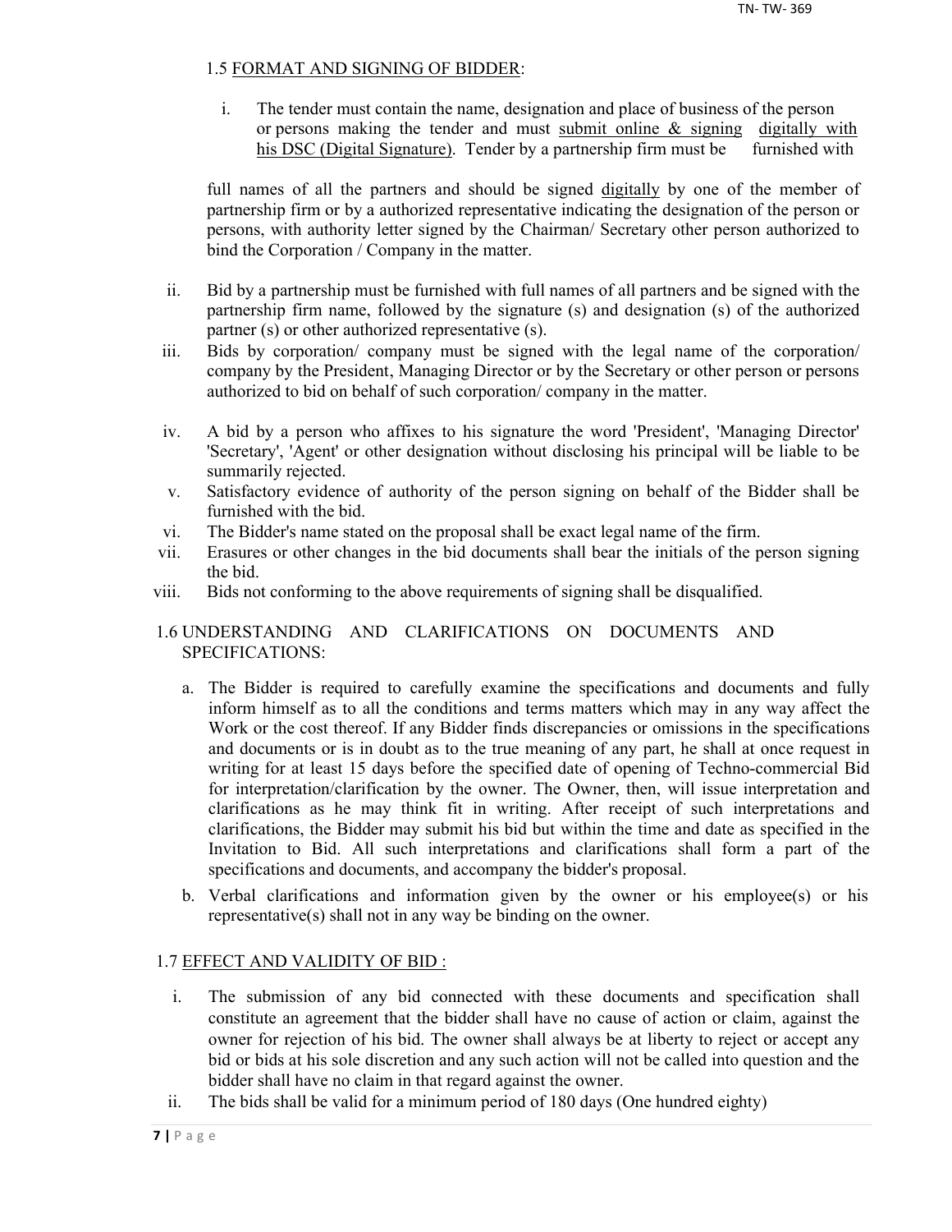1.5 <u>FORMAT AND SIGNING OF BIDDER</u>:

i. The tender must contain the name, designation and place of business of the person or persons making the tender and must <u>submit online & signing</u> <u>digitally with his DSC (Digital Signature)</u>. Tender by a partnership firm must be furnished with full names of all the partners and should be signed <u>digitally</u> by one of the member of partnership firm or by a authorized representative indicating the designation of the person or persons, with authority letter signed by the Chairman/ Secretary other person authorized to bind the Corporation / Company in the matter.

ii. Bid by a partnership must be furnished with full names of all partners and be signed with the partnership firm name, followed by the signature (s) and designation (s) of the authorized partner (s) or other authorized representative (s).

iii. Bids by corporation/ company must be signed with the legal name of the corporation/ company by the President, Managing Director or by the Secretary or other person or persons authorized to bid on behalf of such corporation/ company in the matter.

iv. A bid by a person who affixes to his signature the word 'President', 'Managing Director' 'Secretary', 'Agent' or other designation without disclosing his principal will be liable to be summarily rejected.

v. Satisfactory evidence of authority of the person signing on behalf of the Bidder shall be furnished with the bid.

vi. The Bidder's name stated on the proposal shall be exact legal name of the firm.

vii. Erasures or other changes in the bid documents shall bear the initials of the person signing the bid.

viii. Bids not conforming to the above requirements of signing shall be disqualified.

1.6 UNDERSTANDING AND CLARIFICATIONS ON DOCUMENTS AND SPECIFICATIONS:

a. The Bidder is required to carefully examine the specifications and documents and fully inform himself as to all the conditions and terms matters which may in any way affect the Work or the cost thereof. If any Bidder finds discrepancies or omissions in the specifications and documents or is in doubt as to the true meaning of any part, he shall at once request in writing for at least 15 days before the specified date of opening of Techno-commercial Bid for interpretation/clarification by the owner. The Owner, then, will issue interpretation and clarifications as he may think fit in writing. After receipt of such interpretations and clarifications, the Bidder may submit his bid but within the time and date as specified in the Invitation to Bid. All such interpretations and clarifications shall form a part of the specifications and documents, and accompany the bidder's proposal.

b. Verbal clarifications and information given by the owner or his employee(s) or his representative(s) shall not in any way be binding on the owner.

1.7 <u>EFFECT AND VALIDITY OF BID :</u>

i. The submission of any bid connected with these documents and specification shall constitute an agreement that the bidder shall have no cause of action or claim, against the owner for rejection of his bid. The owner shall always be at liberty to reject or accept any bid or bids at his sole discretion and any such action will not be called into question and the bidder shall have no claim in that regard against the owner.

ii. The bids shall be valid for a minimum period of 180 days (One hundred eighty)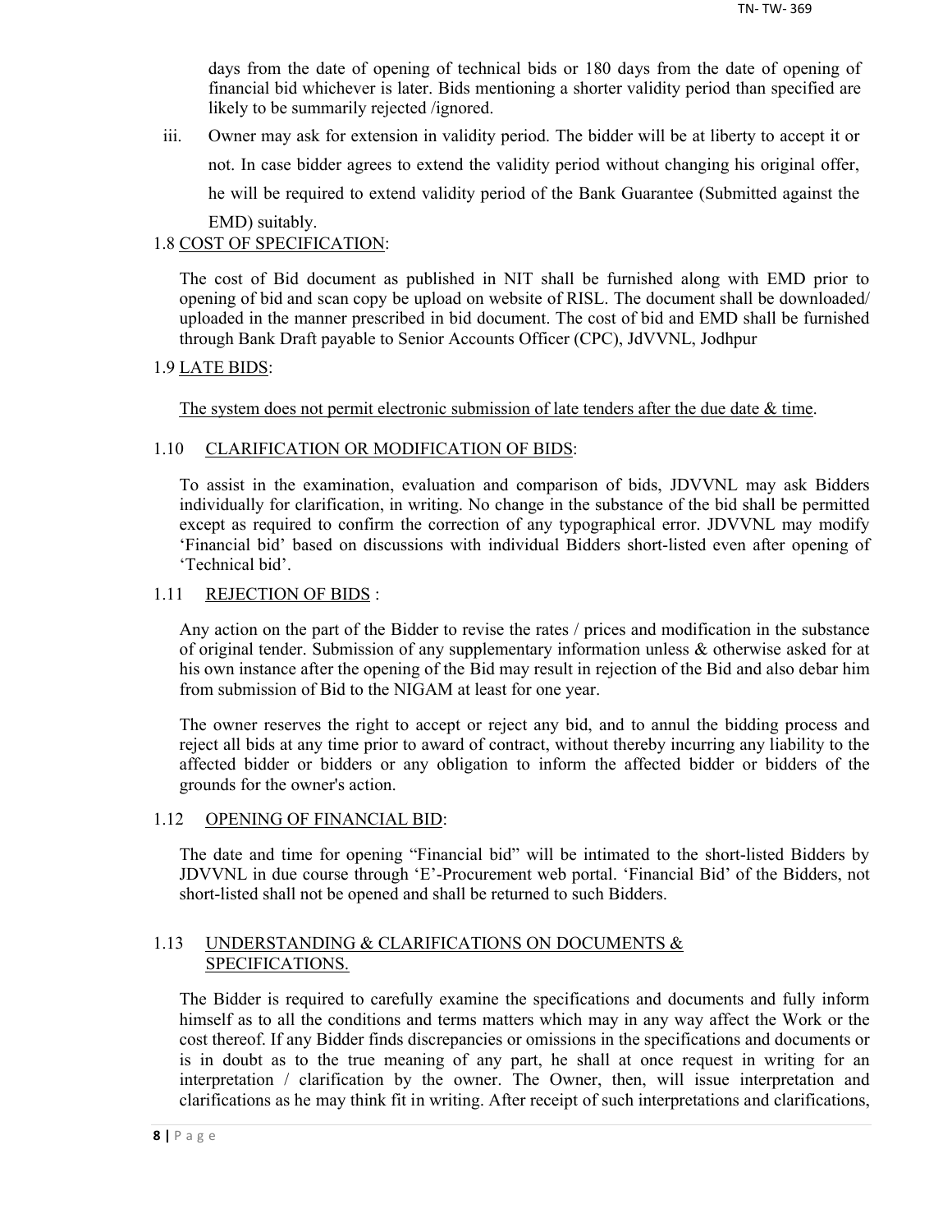days from the date of opening of technical bids or 180 days from the date of opening of financial bid whichever is later. Bids mentioning a shorter validity period than specified are likely to be summarily rejected /ignored.

iii. Owner may ask for extension in validity period. The bidder will be at liberty to accept it or not. In case bidder agrees to extend the validity period without changing his original offer, he will be required to extend validity period of the Bank Guarantee (Submitted against the EMD) suitably.

1.8 COST OF SPECIFICATION:

The cost of Bid document as published in NIT shall be furnished along with EMD prior to opening of bid and scan copy be upload on website of RISL. The document shall be downloaded/ uploaded in the manner prescribed in bid document. The cost of bid and EMD shall be furnished through Bank Draft payable to Senior Accounts Officer (CPC), JdVVNL, Jodhpur

1.9 LATE BIDS:

The system does not permit electronic submission of late tenders after the due date & time.

1.10 CLARIFICATION OR MODIFICATION OF BIDS:

To assist in the examination, evaluation and comparison of bids, JDVVNL may ask Bidders individually for clarification, in writing. No change in the substance of the bid shall be permitted except as required to confirm the correction of any typographical error. JDVVNL may modify 'Financial bid' based on discussions with individual Bidders short-listed even after opening of 'Technical bid'.

1.11 REJECTION OF BIDS :

Any action on the part of the Bidder to revise the rates / prices and modification in the substance of original tender. Submission of any supplementary information unless & otherwise asked for at his own instance after the opening of the Bid may result in rejection of the Bid and also debar him from submission of Bid to the NIGAM at least for one year.

The owner reserves the right to accept or reject any bid, and to annul the bidding process and reject all bids at any time prior to award of contract, without thereby incurring any liability to the affected bidder or bidders or any obligation to inform the affected bidder or bidders of the grounds for the owner's action.

1.12 OPENING OF FINANCIAL BID:

The date and time for opening "Financial bid" will be intimated to the short-listed Bidders by JDVVNL in due course through 'E'-Procurement web portal. 'Financial Bid' of the Bidders, not short-listed shall not be opened and shall be returned to such Bidders.

1.13 UNDERSTANDING & CLARIFICATIONS ON DOCUMENTS & SPECIFICATIONS.

The Bidder is required to carefully examine the specifications and documents and fully inform himself as to all the conditions and terms matters which may in any way affect the Work or the cost thereof. If any Bidder finds discrepancies or omissions in the specifications and documents or is in doubt as to the true meaning of any part, he shall at once request in writing for an interpretation / clarification by the owner. The Owner, then, will issue interpretation and clarifications as he may think fit in writing. After receipt of such interpretations and clarifications,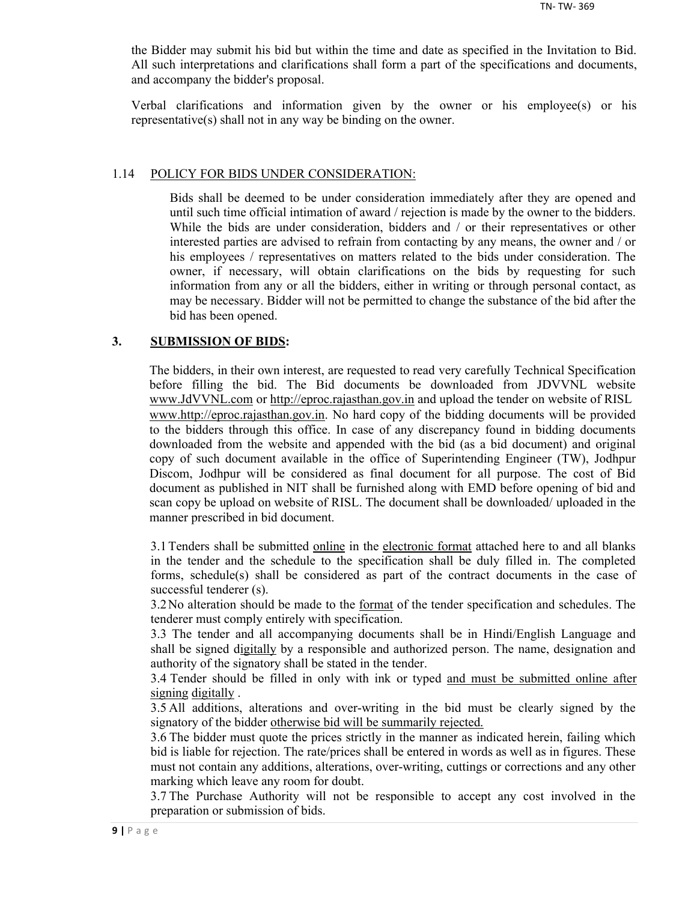the Bidder may submit his bid but within the time and date as specified in the Invitation to Bid. All such interpretations and clarifications shall form a part of the specifications and documents, and accompany the bidder's proposal.

Verbal clarifications and information given by the owner or his employee(s) or his representative(s) shall not in any way be binding on the owner.

1.14 POLICY FOR BIDS UNDER CONSIDERATION:

Bids shall be deemed to be under consideration immediately after they are opened and until such time official intimation of award / rejection is made by the owner to the bidders. While the bids are under consideration, bidders and / or their representatives or other interested parties are advised to refrain from contacting by any means, the owner and / or his employees / representatives on matters related to the bids under consideration. The owner, if necessary, will obtain clarifications on the bids by requesting for such information from any or all the bidders, either in writing or through personal contact, as may be necessary. Bidder will not be permitted to change the substance of the bid after the bid has been opened.

## 3. SUBMISSION OF BIDS:

The bidders, in their own interest, are requested to read very carefully Technical Specification before filling the bid. The Bid documents be downloaded from JDVVNL website www.JdVVNL.com or http://eproc.rajasthan.gov.in and upload the tender on website of RISL www.http://eproc.rajasthan.gov.in. No hard copy of the bidding documents will be provided to the bidders through this office. In case of any discrepancy found in bidding documents downloaded from the website and appended with the bid (as a bid document) and original copy of such document available in the office of Superintending Engineer (TW), Jodhpur Discom, Jodhpur will be considered as final document for all purpose. The cost of Bid document as published in NIT shall be furnished along with EMD before opening of bid and scan copy be upload on website of RISL. The document shall be downloaded/ uploaded in the manner prescribed in bid document.

3.1 Tenders shall be submitted online in the electronic format attached here to and all blanks in the tender and the schedule to the specification shall be duly filled in. The completed forms, schedule(s) shall be considered as part of the contract documents in the case of successful tenderer (s).

3.2 No alteration should be made to the format of the tender specification and schedules. The tenderer must comply entirely with specification.

3.3 The tender and all accompanying documents shall be in Hindi/English Language and shall be signed digitally by a responsible and authorized person. The name, designation and authority of the signatory shall be stated in the tender.

3.4 Tender should be filled in only with ink or typed and must be submitted online after signing digitally .

3.5 All additions, alterations and over-writing in the bid must be clearly signed by the signatory of the bidder otherwise bid will be summarily rejected.

3.6 The bidder must quote the prices strictly in the manner as indicated herein, failing which bid is liable for rejection. The rate/prices shall be entered in words as well as in figures. These must not contain any additions, alterations, over-writing, cuttings or corrections and any other marking which leave any room for doubt.

3.7 The Purchase Authority will not be responsible to accept any cost involved in the preparation or submission of bids.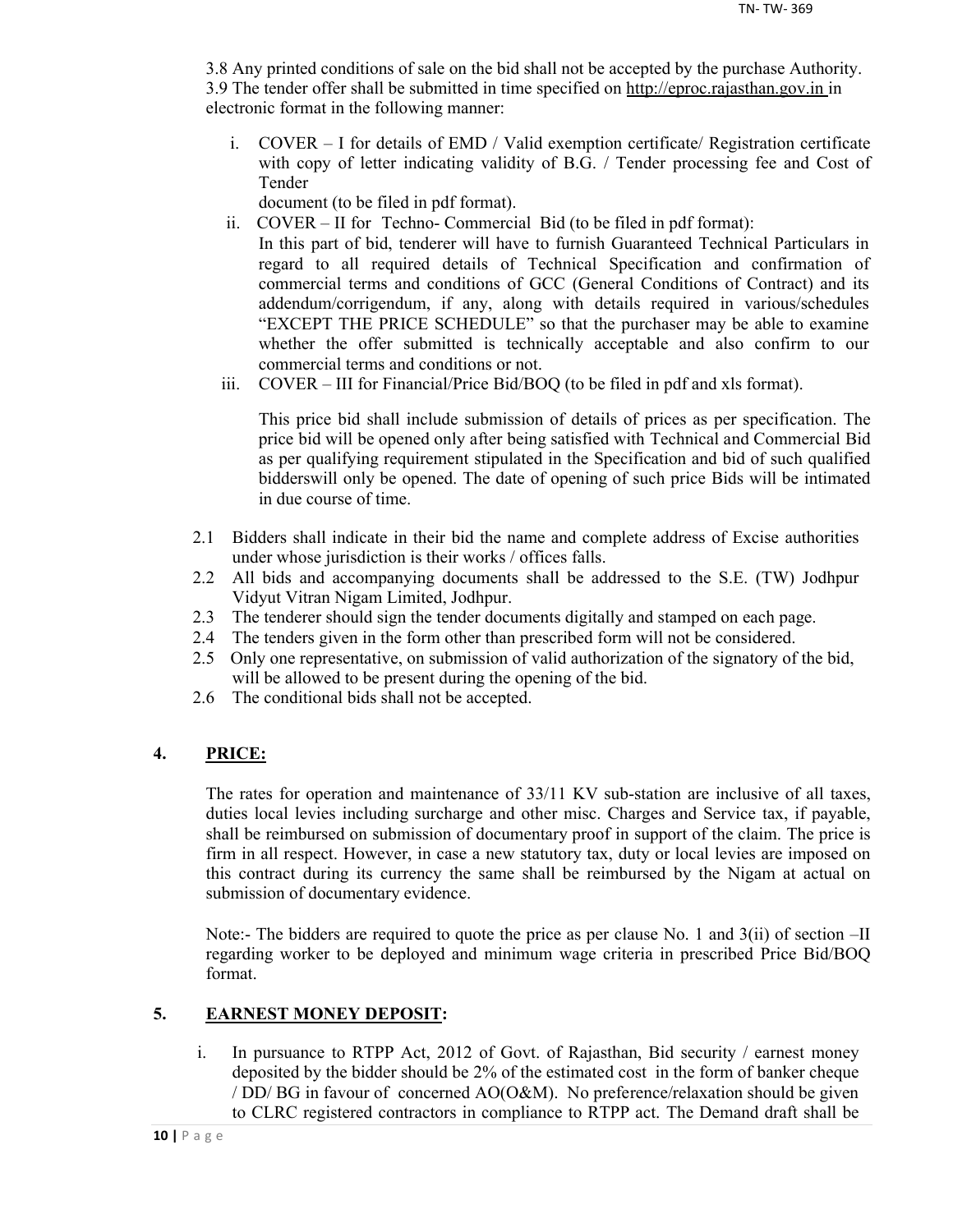3.8 Any printed conditions of sale on the bid shall not be accepted by the purchase Authority.

3.9 The tender offer shall be submitted in time specified on http://eproc.rajasthan.gov.in in electronic format in the following manner:

i. COVER – I for details of EMD / Valid exemption certificate/ Registration certificate with copy of letter indicating validity of B.G. / Tender processing fee and Cost of Tender document (to be filed in pdf format).

ii. COVER – II for Techno- Commercial Bid (to be filed in pdf format): In this part of bid, tenderer will have to furnish Guaranteed Technical Particulars in regard to all required details of Technical Specification and confirmation of commercial terms and conditions of GCC (General Conditions of Contract) and its addendum/corrigendum, if any, along with details required in various/schedules "EXCEPT THE PRICE SCHEDULE" so that the purchaser may be able to examine whether the offer submitted is technically acceptable and also confirm to our commercial terms and conditions or not.

iii. COVER – III for Financial/Price Bid/BOQ (to be filed in pdf and xls format).

This price bid shall include submission of details of prices as per specification. The price bid will be opened only after being satisfied with Technical and Commercial Bid as per qualifying requirement stipulated in the Specification and bid of such qualified bidderswill only be opened. The date of opening of such price Bids will be intimated in due course of time.

2.1 Bidders shall indicate in their bid the name and complete address of Excise authorities under whose jurisdiction is their works / offices falls.

2.2 All bids and accompanying documents shall be addressed to the S.E. (TW) Jodhpur Vidyut Vitran Nigam Limited, Jodhpur.

2.3 The tenderer should sign the tender documents digitally and stamped on each page.

2.4 The tenders given in the form other than prescribed form will not be considered.

2.5 Only one representative, on submission of valid authorization of the signatory of the bid, will be allowed to be present during the opening of the bid.

2.6 The conditional bids shall not be accepted.

## 4. PRICE:

The rates for operation and maintenance of 33/11 KV sub-station are inclusive of all taxes, duties local levies including surcharge and other misc. Charges and Service tax, if payable, shall be reimbursed on submission of documentary proof in support of the claim. The price is firm in all respect. However, in case a new statutory tax, duty or local levies are imposed on this contract during its currency the same shall be reimbursed by the Nigam at actual on submission of documentary evidence.

Note:- The bidders are required to quote the price as per clause No. 1 and 3(ii) of section –II regarding worker to be deployed and minimum wage criteria in prescribed Price Bid/BOQ format.

## 5. EARNEST MONEY DEPOSIT:

i. In pursuance to RTPP Act, 2012 of Govt. of Rajasthan, Bid security / earnest money deposited by the bidder should be 2% of the estimated cost in the form of banker cheque / DD/ BG in favour of concerned AO(O&M). No preference/relaxation should be given to CLRC registered contractors in compliance to RTPP act. The Demand draft shall be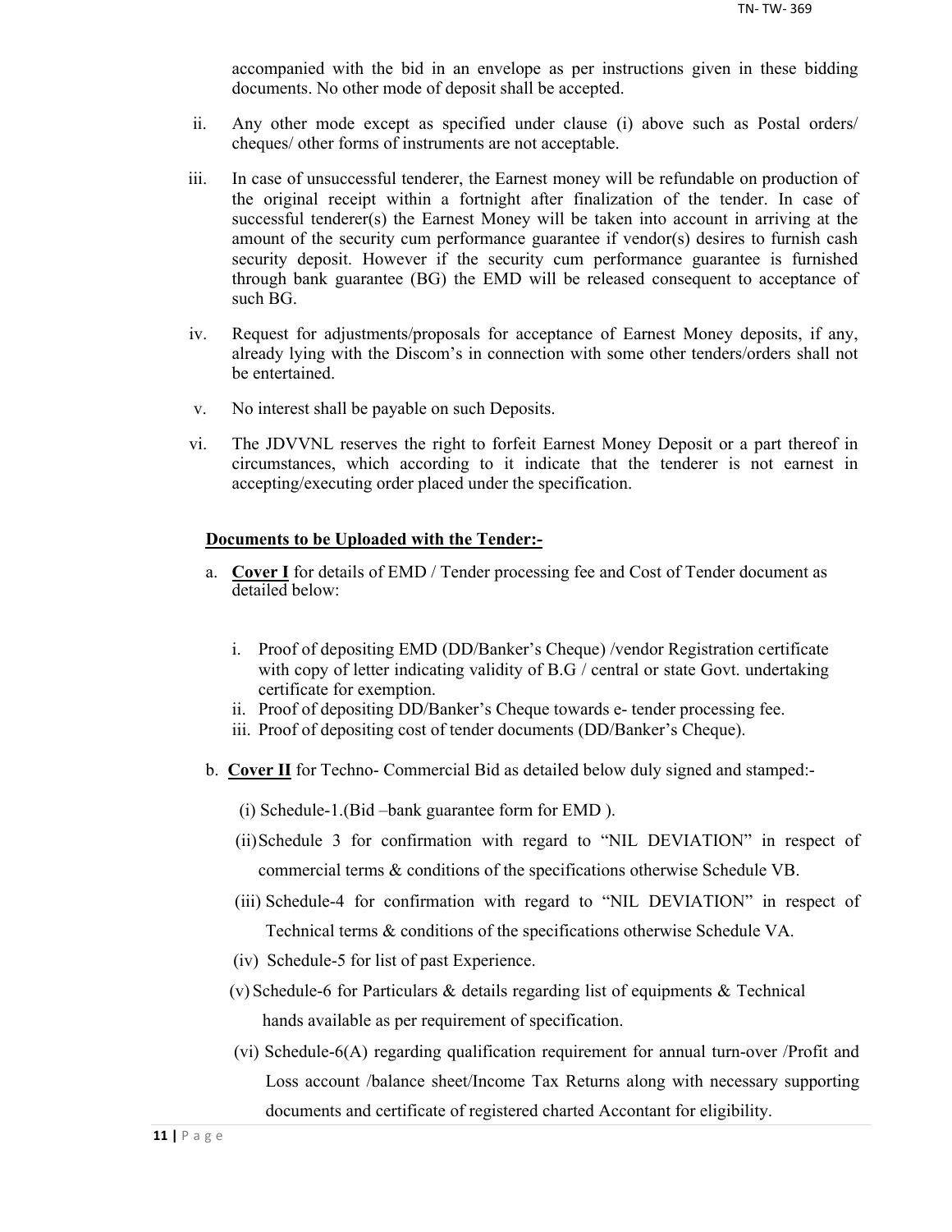accompanied with the bid in an envelope as per instructions given in these bidding documents. No other mode of deposit shall be accepted.

ii. Any other mode except as specified under clause (i) above such as Postal orders/ cheques/ other forms of instruments are not acceptable.

iii. In case of unsuccessful tenderer, the Earnest money will be refundable on production of the original receipt within a fortnight after finalization of the tender. In case of successful tenderer(s) the Earnest Money will be taken into account in arriving at the amount of the security cum performance guarantee if vendor(s) desires to furnish cash security deposit. However if the security cum performance guarantee is furnished through bank guarantee (BG) the EMD will be released consequent to acceptance of such BG.

iv. Request for adjustments/proposals for acceptance of Earnest Money deposits, if any, already lying with the Discom's in connection with some other tenders/orders shall not be entertained.

v. No interest shall be payable on such Deposits.

vi. The JDVVNL reserves the right to forfeit Earnest Money Deposit or a part thereof in circumstances, which according to it indicate that the tenderer is not earnest in accepting/executing order placed under the specification.

**Documents to be Uploaded with the Tender:-**

a. **Cover I** for details of EMD / Tender processing fee and Cost of Tender document as detailed below:

   i. Proof of depositing EMD (DD/Banker's Cheque) /vendor Registration certificate with copy of letter indicating validity of B.G / central or state Govt. undertaking certificate for exemption.
   ii. Proof of depositing DD/Banker's Cheque towards e- tender processing fee.
   iii. Proof of depositing cost of tender documents (DD/Banker's Cheque).

b. **Cover II** for Techno- Commercial Bid as detailed below duly signed and stamped:-

   (i) Schedule-1.(Bid –bank guarantee form for EMD ).

   (ii) Schedule 3 for confirmation with regard to "NIL DEVIATION" in respect of commercial terms & conditions of the specifications otherwise Schedule VB.

   (iii) Schedule-4 for confirmation with regard to "NIL DEVIATION" in respect of Technical terms & conditions of the specifications otherwise Schedule VA.

   (iv) Schedule-5 for list of past Experience.

   (v) Schedule-6 for Particulars & details regarding list of equipments & Technical hands available as per requirement of specification.

   (vi) Schedule-6(A) regarding qualification requirement for annual turn-over /Profit and Loss account /balance sheet/Income Tax Returns along with necessary supporting documents and certificate of registered charted Accontant for eligibility.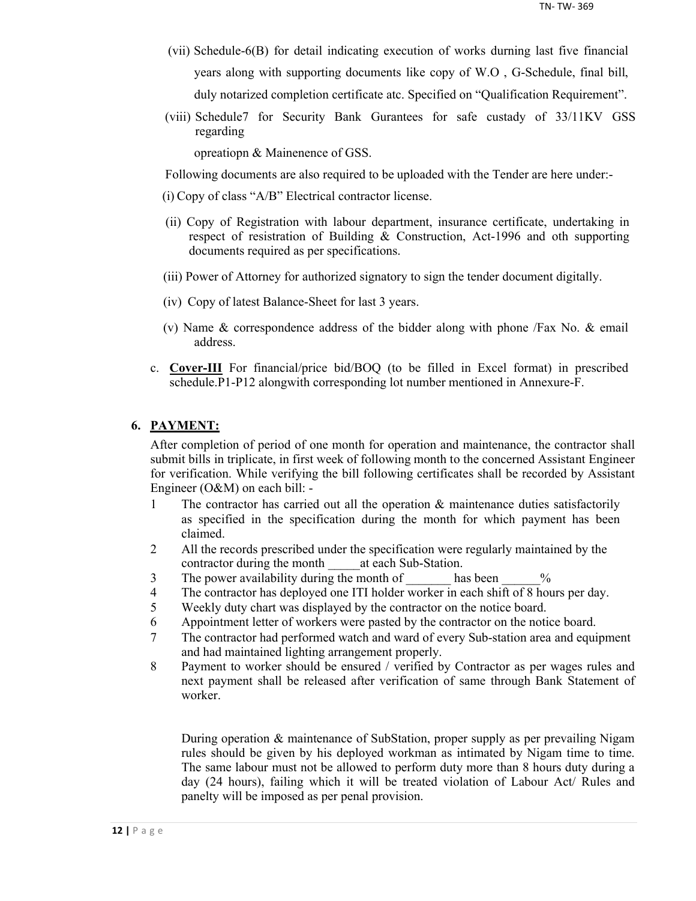(vii) Schedule-6(B) for detail indicating execution of works durning last five financial years along with supporting documents like copy of W.O , G-Schedule, final bill, duly notarized completion certificate atc. Specified on "Qualification Requirement".

(viii) Schedule7 for Security Bank Gurantees for safe custady of 33/11KV GSS regarding opreatiopn & Mainenence of GSS.

Following documents are also required to be uploaded with the Tender are here under:-

(i) Copy of class "A/B" Electrical contractor license.

(ii) Copy of Registration with labour department, insurance certificate, undertaking in respect of resistration of Building & Construction, Act-1996 and oth supporting documents required as per specifications.

(iii) Power of Attorney for authorized signatory to sign the tender document digitally.

(iv) Copy of latest Balance-Sheet for last 3 years.

(v) Name & correspondence address of the bidder along with phone /Fax No. & email address.

c. **Cover-III** For financial/price bid/BOQ (to be filled in Excel format) in prescribed schedule.P1-P12 alongwith corresponding lot number mentioned in Annexure-F.

## 6. PAYMENT:

After completion of period of one month for operation and maintenance, the contractor shall submit bills in triplicate, in first week of following month to the concerned Assistant Engineer for verification. While verifying the bill following certificates shall be recorded by Assistant Engineer (O&M) on each bill: -

1. The contractor has carried out all the operation & maintenance duties satisfactorily as specified in the specification during the month for which payment has been claimed.
2. All the records prescribed under the specification were regularly maintained by the contractor during the month _____at each Sub-Station.
3. The power availability during the month of _______ has been ______%
4. The contractor has deployed one ITI holder worker in each shift of 8 hours per day.
5. Weekly duty chart was displayed by the contractor on the notice board.
6. Appointment letter of workers were pasted by the contractor on the notice board.
7. The contractor had performed watch and ward of every Sub-station area and equipment and had maintained lighting arrangement properly.
8. Payment to worker should be ensured / verified by Contractor as per wages rules and next payment shall be released after verification of same through Bank Statement of worker.

During operation & maintenance of SubStation, proper supply as per prevailing Nigam rules should be given by his deployed workman as intimated by Nigam time to time. The same labour must not be allowed to perform duty more than 8 hours duty during a day (24 hours), failing which it will be treated violation of Labour Act/ Rules and panelty will be imposed as per penal provision.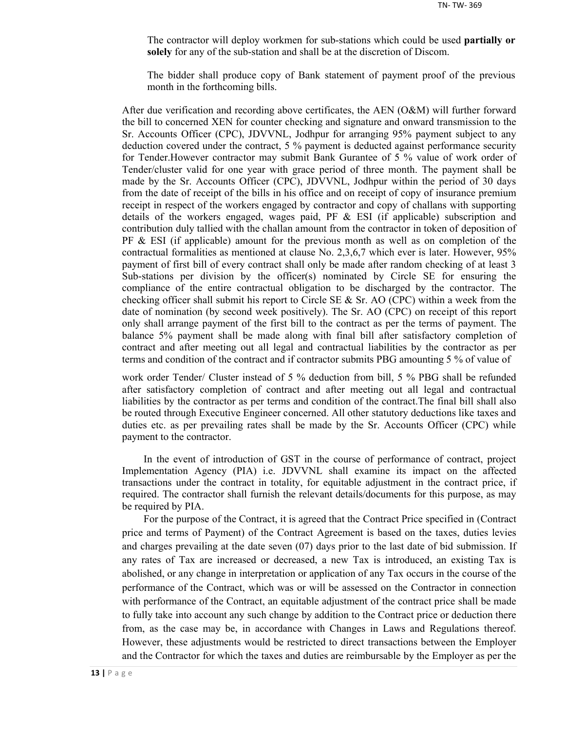The contractor will deploy workmen for sub-stations which could be used **partially or solely** for any of the sub-station and shall be at the discretion of Discom.

The bidder shall produce copy of Bank statement of payment proof of the previous month in the forthcoming bills.

After due verification and recording above certificates, the AEN (O&M) will further forward the bill to concerned XEN for counter checking and signature and onward transmission to the Sr. Accounts Officer (CPC), JDVVNL, Jodhpur for arranging 95% payment subject to any deduction covered under the contract, 5 % payment is deducted against performance security for Tender.However contractor may submit Bank Gurantee of 5 % value of work order of Tender/cluster valid for one year with grace period of three month. The payment shall be made by the Sr. Accounts Officer (CPC), JDVVNL, Jodhpur within the period of 30 days from the date of receipt of the bills in his office and on receipt of copy of insurance premium receipt in respect of the workers engaged by contractor and copy of challans with supporting details of the workers engaged, wages paid, PF & ESI (if applicable) subscription and contribution duly tallied with the challan amount from the contractor in token of deposition of PF & ESI (if applicable) amount for the previous month as well as on completion of the contractual formalities as mentioned at clause No. 2,3,6,7 which ever is later. However, 95% payment of first bill of every contract shall only be made after random checking of at least 3 Sub-stations per division by the officer(s) nominated by Circle SE for ensuring the compliance of the entire contractual obligation to be discharged by the contractor. The checking officer shall submit his report to Circle SE & Sr. AO (CPC) within a week from the date of nomination (by second week positively). The Sr. AO (CPC) on receipt of this report only shall arrange payment of the first bill to the contract as per the terms of payment. The balance 5% payment shall be made along with final bill after satisfactory completion of contract and after meeting out all legal and contractual liabilities by the contractor as per terms and condition of the contract and if contractor submits PBG amounting 5 % of value of work order Tender/ Cluster instead of 5 % deduction from bill, 5 % PBG shall be refunded after satisfactory completion of contract and after meeting out all legal and contractual liabilities by the contractor as per terms and condition of the contract.The final bill shall also be routed through Executive Engineer concerned. All other statutory deductions like taxes and duties etc. as per prevailing rates shall be made by the Sr. Accounts Officer (CPC) while payment to the contractor.

In the event of introduction of GST in the course of performance of contract, project Implementation Agency (PIA) i.e. JDVVNL shall examine its impact on the affected transactions under the contract in totality, for equitable adjustment in the contract price, if required. The contractor shall furnish the relevant details/documents for this purpose, as may be required by PIA.

For the purpose of the Contract, it is agreed that the Contract Price specified in (Contract price and terms of Payment) of the Contract Agreement is based on the taxes, duties levies and charges prevailing at the date seven (07) days prior to the last date of bid submission. If any rates of Tax are increased or decreased, a new Tax is introduced, an existing Tax is abolished, or any change in interpretation or application of any Tax occurs in the course of the performance of the Contract, which was or will be assessed on the Contractor in connection with performance of the Contract, an equitable adjustment of the contract price shall be made to fully take into account any such change by addition to the Contract price or deduction there from, as the case may be, in accordance with Changes in Laws and Regulations thereof. However, these adjustments would be restricted to direct transactions between the Employer and the Contractor for which the taxes and duties are reimbursable by the Employer as per the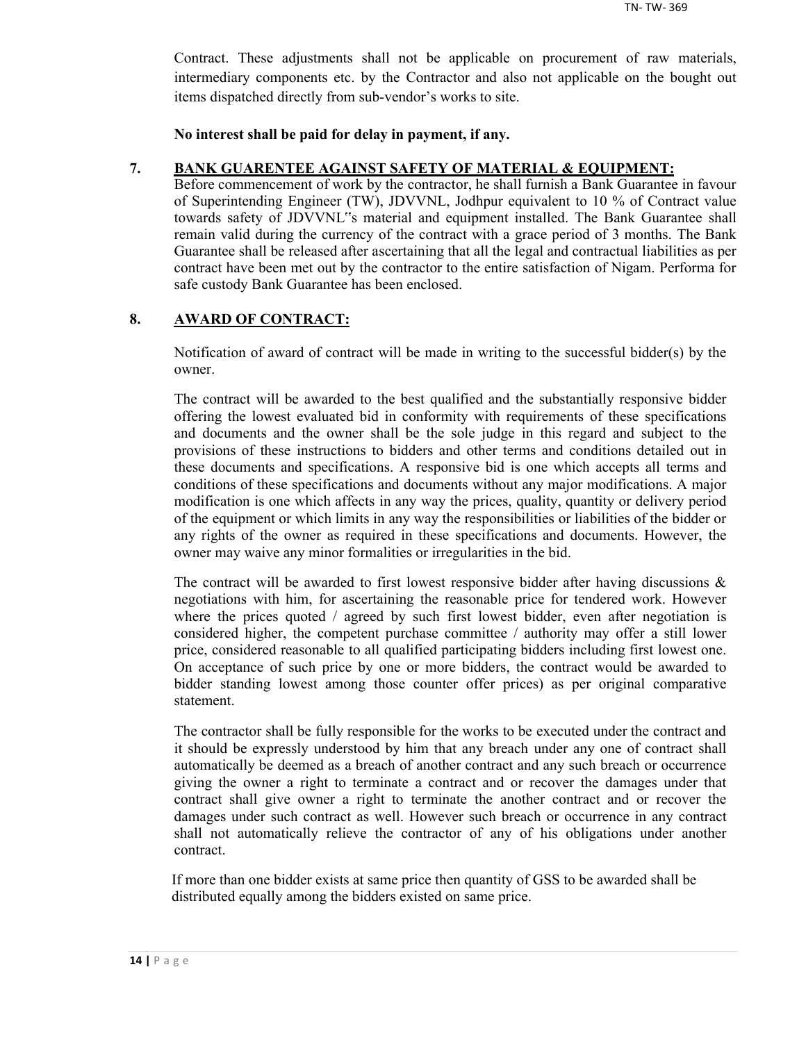Contract. These adjustments shall not be applicable on procurement of raw materials, intermediary components etc. by the Contractor and also not applicable on the bought out items dispatched directly from sub-vendor's works to site.

**No interest shall be paid for delay in payment, if any.**

## 7. BANK GUARENTEE AGAINST SAFETY OF MATERIAL & EQUIPMENT:

Before commencement of work by the contractor, he shall furnish a Bank Guarantee in favour of Superintending Engineer (TW), JDVVNL, Jodhpur equivalent to 10 % of Contract value towards safety of JDVVNL"s material and equipment installed. The Bank Guarantee shall remain valid during the currency of the contract with a grace period of 3 months. The Bank Guarantee shall be released after ascertaining that all the legal and contractual liabilities as per contract have been met out by the contractor to the entire satisfaction of Nigam. Performa for safe custody Bank Guarantee has been enclosed.

## 8. AWARD OF CONTRACT:

Notification of award of contract will be made in writing to the successful bidder(s) by the owner.

The contract will be awarded to the best qualified and the substantially responsive bidder offering the lowest evaluated bid in conformity with requirements of these specifications and documents and the owner shall be the sole judge in this regard and subject to the provisions of these instructions to bidders and other terms and conditions detailed out in these documents and specifications. A responsive bid is one which accepts all terms and conditions of these specifications and documents without any major modifications. A major modification is one which affects in any way the prices, quality, quantity or delivery period of the equipment or which limits in any way the responsibilities or liabilities of the bidder or any rights of the owner as required in these specifications and documents. However, the owner may waive any minor formalities or irregularities in the bid.

The contract will be awarded to first lowest responsive bidder after having discussions & negotiations with him, for ascertaining the reasonable price for tendered work. However where the prices quoted / agreed by such first lowest bidder, even after negotiation is considered higher, the competent purchase committee / authority may offer a still lower price, considered reasonable to all qualified participating bidders including first lowest one. On acceptance of such price by one or more bidders, the contract would be awarded to bidder standing lowest among those counter offer prices) as per original comparative statement.

The contractor shall be fully responsible for the works to be executed under the contract and it should be expressly understood by him that any breach under any one of contract shall automatically be deemed as a breach of another contract and any such breach or occurrence giving the owner a right to terminate a contract and or recover the damages under that contract shall give owner a right to terminate the another contract and or recover the damages under such contract as well. However such breach or occurrence in any contract shall not automatically relieve the contractor of any of his obligations under another contract.

If more than one bidder exists at same price then quantity of GSS to be awarded shall be distributed equally among the bidders existed on same price.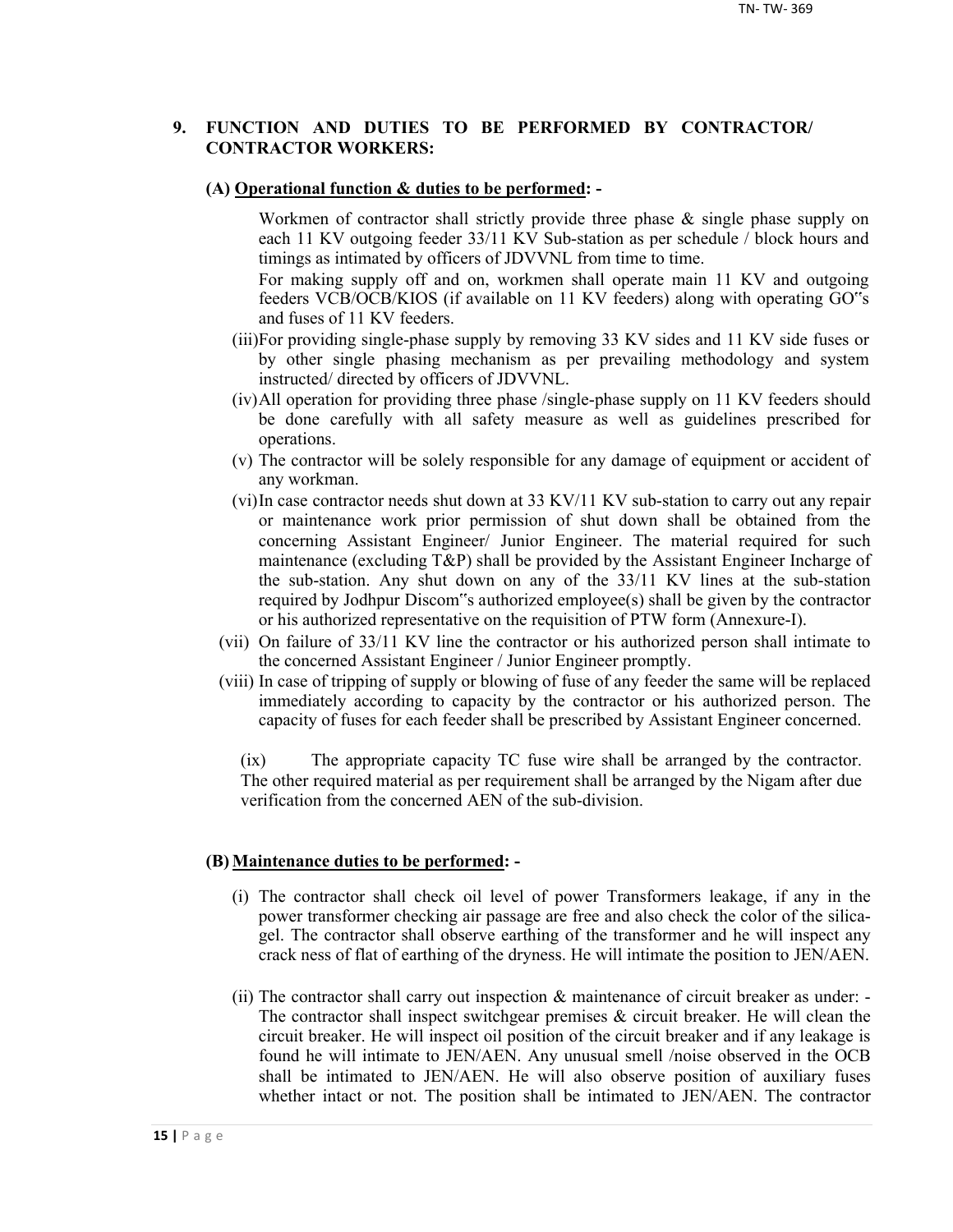## 9. FUNCTION AND DUTIES TO BE PERFORMED BY CONTRACTOR/ CONTRACTOR WORKERS:

### (A) Operational function & duties to be performed: -

Workmen of contractor shall strictly provide three phase & single phase supply on each 11 KV outgoing feeder 33/11 KV Sub-station as per schedule / block hours and timings as intimated by officers of JDVVNL from time to time.

For making supply off and on, workmen shall operate main 11 KV and outgoing feeders VCB/OCB/KIOS (if available on 11 KV feeders) along with operating GO"s and fuses of 11 KV feeders.

(iii) For providing single-phase supply by removing 33 KV sides and 11 KV side fuses or by other single phasing mechanism as per prevailing methodology and system instructed/ directed by officers of JDVVNL.

(iv) All operation for providing three phase /single-phase supply on 11 KV feeders should be done carefully with all safety measure as well as guidelines prescribed for operations.

(v) The contractor will be solely responsible for any damage of equipment or accident of any workman.

(vi) In case contractor needs shut down at 33 KV/11 KV sub-station to carry out any repair or maintenance work prior permission of shut down shall be obtained from the concerning Assistant Engineer/ Junior Engineer. The material required for such maintenance (excluding T&P) shall be provided by the Assistant Engineer Incharge of the sub-station. Any shut down on any of the 33/11 KV lines at the sub-station required by Jodhpur Discom"s authorized employee(s) shall be given by the contractor or his authorized representative on the requisition of PTW form (Annexure-I).

(vii) On failure of 33/11 KV line the contractor or his authorized person shall intimate to the concerned Assistant Engineer / Junior Engineer promptly.

(viii) In case of tripping of supply or blowing of fuse of any feeder the same will be replaced immediately according to capacity by the contractor or his authorized person. The capacity of fuses for each feeder shall be prescribed by Assistant Engineer concerned.

(ix) The appropriate capacity TC fuse wire shall be arranged by the contractor. The other required material as per requirement shall be arranged by the Nigam after due verification from the concerned AEN of the sub-division.

### (B) Maintenance duties to be performed: -

(i) The contractor shall check oil level of power Transformers leakage, if any in the power transformer checking air passage are free and also check the color of the silica-gel. The contractor shall observe earthing of the transformer and he will inspect any crack ness of flat of earthing of the dryness. He will intimate the position to JEN/AEN.

(ii) The contractor shall carry out inspection & maintenance of circuit breaker as under: - The contractor shall inspect switchgear premises & circuit breaker. He will clean the circuit breaker. He will inspect oil position of the circuit breaker and if any leakage is found he will intimate to JEN/AEN. Any unusual smell /noise observed in the OCB shall be intimated to JEN/AEN. He will also observe position of auxiliary fuses whether intact or not. The position shall be intimated to JEN/AEN. The contractor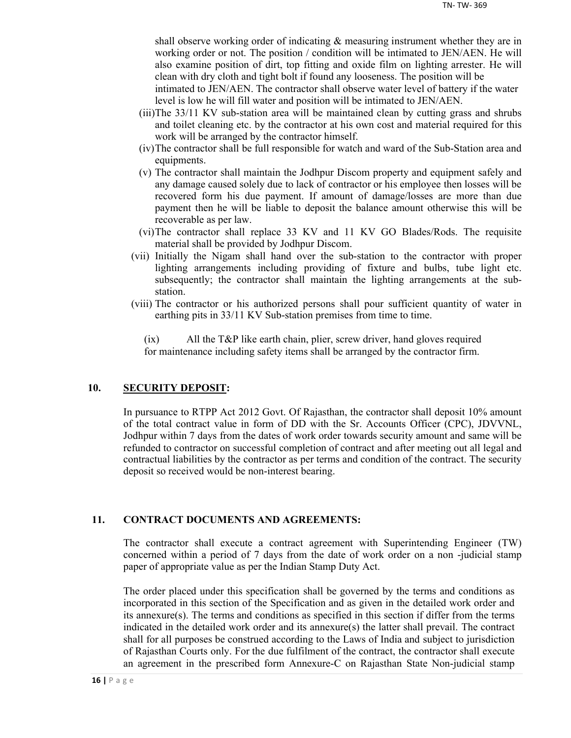shall observe working order of indicating & measuring instrument whether they are in working order or not. The position / condition will be intimated to JEN/AEN. He will also examine position of dirt, top fitting and oxide film on lighting arrester. He will clean with dry cloth and tight bolt if found any looseness. The position will be intimated to JEN/AEN. The contractor shall observe water level of battery if the water level is low he will fill water and position will be intimated to JEN/AEN.

(iii) The 33/11 KV sub-station area will be maintained clean by cutting grass and shrubs and toilet cleaning etc. by the contractor at his own cost and material required for this work will be arranged by the contractor himself.

(iv) The contractor shall be full responsible for watch and ward of the Sub-Station area and equipments.

(v) The contractor shall maintain the Jodhpur Discom property and equipment safely and any damage caused solely due to lack of contractor or his employee then losses will be recovered form his due payment. If amount of damage/losses are more than due payment then he will be liable to deposit the balance amount otherwise this will be recoverable as per law.

(vi) The contractor shall replace 33 KV and 11 KV GO Blades/Rods. The requisite material shall be provided by Jodhpur Discom.

(vii) Initially the Nigam shall hand over the sub-station to the contractor with proper lighting arrangements including providing of fixture and bulbs, tube light etc. subsequently; the contractor shall maintain the lighting arrangements at the sub-station.

(viii) The contractor or his authorized persons shall pour sufficient quantity of water in earthing pits in 33/11 KV Sub-station premises from time to time.

(ix) All the T&P like earth chain, plier, screw driver, hand gloves required for maintenance including safety items shall be arranged by the contractor firm.

## 10. SECURITY DEPOSIT:

In pursuance to RTPP Act 2012 Govt. Of Rajasthan, the contractor shall deposit 10% amount of the total contract value in form of DD with the Sr. Accounts Officer (CPC), JDVVNL, Jodhpur within 7 days from the dates of work order towards security amount and same will be refunded to contractor on successful completion of contract and after meeting out all legal and contractual liabilities by the contractor as per terms and condition of the contract. The security deposit so received would be non-interest bearing.

## 11. CONTRACT DOCUMENTS AND AGREEMENTS:

The contractor shall execute a contract agreement with Superintending Engineer (TW) concerned within a period of 7 days from the date of work order on a non -judicial stamp paper of appropriate value as per the Indian Stamp Duty Act.

The order placed under this specification shall be governed by the terms and conditions as incorporated in this section of the Specification and as given in the detailed work order and its annexure(s). The terms and conditions as specified in this section if differ from the terms indicated in the detailed work order and its annexure(s) the latter shall prevail. The contract shall for all purposes be construed according to the Laws of India and subject to jurisdiction of Rajasthan Courts only. For the due fulfilment of the contract, the contractor shall execute an agreement in the prescribed form Annexure-C on Rajasthan State Non-judicial stamp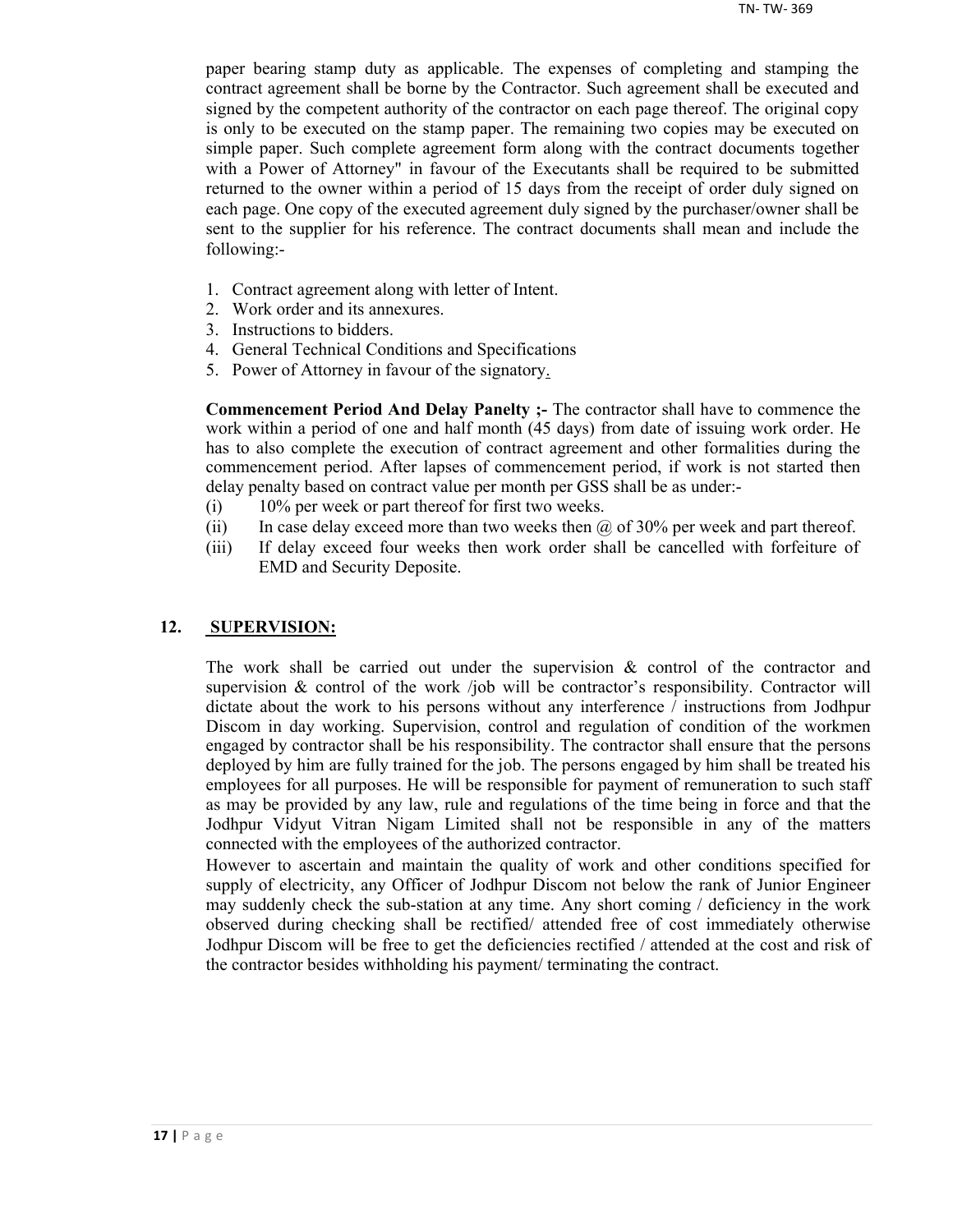paper bearing stamp duty as applicable. The expenses of completing and stamping the contract agreement shall be borne by the Contractor. Such agreement shall be executed and signed by the competent authority of the contractor on each page thereof. The original copy is only to be executed on the stamp paper. The remaining two copies may be executed on simple paper. Such complete agreement form along with the contract documents together with a Power of Attorney" in favour of the Executants shall be required to be submitted returned to the owner within a period of 15 days from the receipt of order duly signed on each page. One copy of the executed agreement duly signed by the purchaser/owner shall be sent to the supplier for his reference. The contract documents shall mean and include the following:-

1. Contract agreement along with letter of Intent.
2. Work order and its annexures.
3. Instructions to bidders.
4. General Technical Conditions and Specifications
5. Power of Attorney in favour of the signatory.

**Commencement Period And Delay Panelty ;-** The contractor shall have to commence the work within a period of one and half month (45 days) from date of issuing work order. He has to also complete the execution of contract agreement and other formalities during the commencement period. After lapses of commencement period, if work is not started then delay penalty based on contract value per month per GSS shall be as under:-

(i) 10% per week or part thereof for first two weeks.

(ii) In case delay exceed more than two weeks then @ of 30% per week and part thereof.

(iii) If delay exceed four weeks then work order shall be cancelled with forfeiture of EMD and Security Deposite.

## 12. SUPERVISION:

The work shall be carried out under the supervision & control of the contractor and supervision & control of the work /job will be contractor's responsibility. Contractor will dictate about the work to his persons without any interference / instructions from Jodhpur Discom in day working. Supervision, control and regulation of condition of the workmen engaged by contractor shall be his responsibility. The contractor shall ensure that the persons deployed by him are fully trained for the job. The persons engaged by him shall be treated his employees for all purposes. He will be responsible for payment of remuneration to such staff as may be provided by any law, rule and regulations of the time being in force and that the Jodhpur Vidyut Vitran Nigam Limited shall not be responsible in any of the matters connected with the employees of the authorized contractor.

However to ascertain and maintain the quality of work and other conditions specified for supply of electricity, any Officer of Jodhpur Discom not below the rank of Junior Engineer may suddenly check the sub-station at any time. Any short coming / deficiency in the work observed during checking shall be rectified/ attended free of cost immediately otherwise Jodhpur Discom will be free to get the deficiencies rectified / attended at the cost and risk of the contractor besides withholding his payment/ terminating the contract.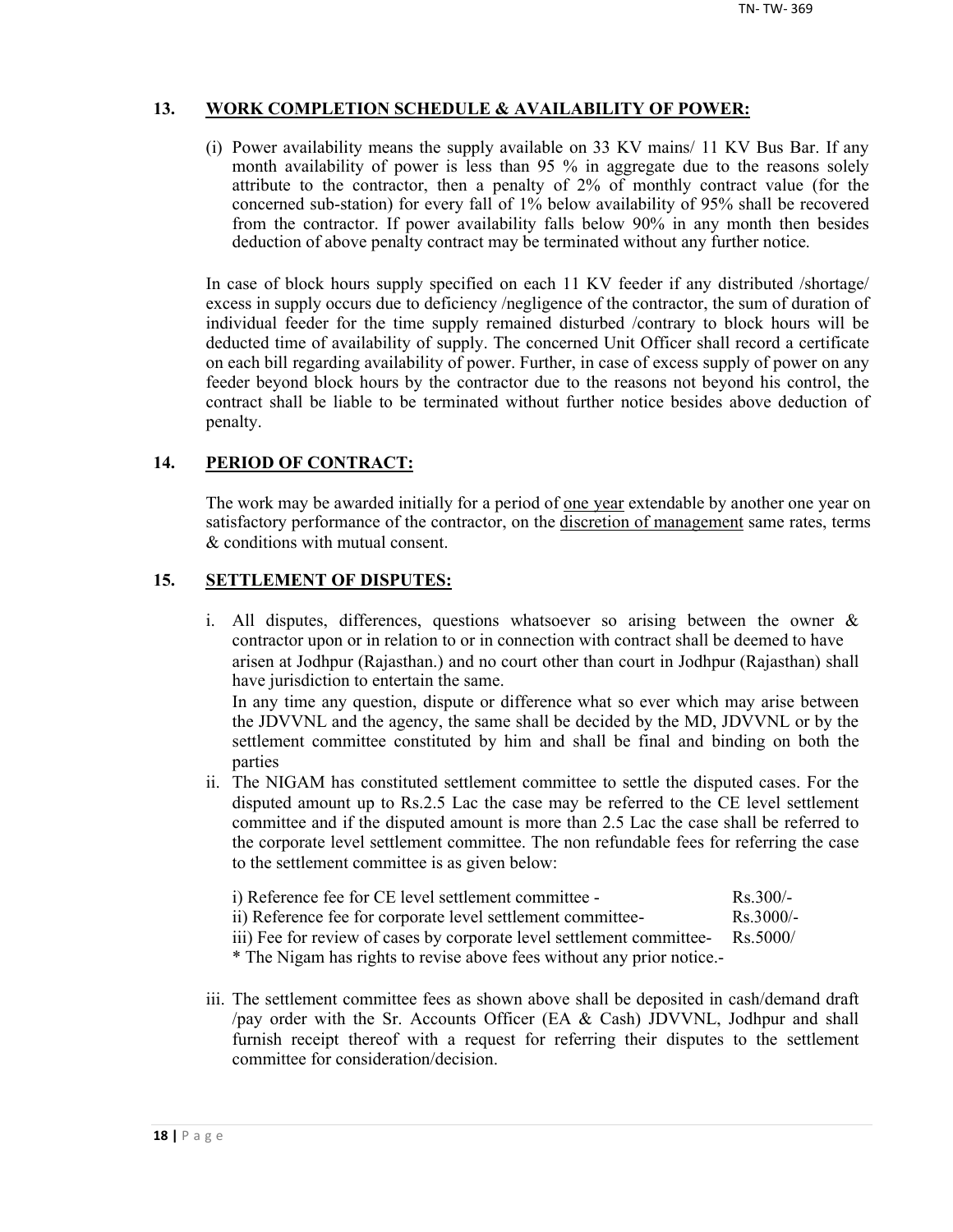## 13. WORK COMPLETION SCHEDULE & AVAILABILITY OF POWER:

(i) Power availability means the supply available on 33 KV mains/ 11 KV Bus Bar. If any month availability of power is less than 95 % in aggregate due to the reasons solely attribute to the contractor, then a penalty of 2% of monthly contract value (for the concerned sub-station) for every fall of 1% below availability of 95% shall be recovered from the contractor. If power availability falls below 90% in any month then besides deduction of above penalty contract may be terminated without any further notice.

In case of block hours supply specified on each 11 KV feeder if any distributed /shortage/ excess in supply occurs due to deficiency /negligence of the contractor, the sum of duration of individual feeder for the time supply remained disturbed /contrary to block hours will be deducted time of availability of supply. The concerned Unit Officer shall record a certificate on each bill regarding availability of power. Further, in case of excess supply of power on any feeder beyond block hours by the contractor due to the reasons not beyond his control, the contract shall be liable to be terminated without further notice besides above deduction of penalty.

## 14. PERIOD OF CONTRACT:

The work may be awarded initially for a period of <u>one year</u> extendable by another one year on satisfactory performance of the contractor, on the <u>discretion of management</u> same rates, terms & conditions with mutual consent.

## 15. SETTLEMENT OF DISPUTES:

i. All disputes, differences, questions whatsoever so arising between the owner & contractor upon or in relation to or in connection with contract shall be deemed to have arisen at Jodhpur (Rajasthan.) and no court other than court in Jodhpur (Rajasthan) shall have jurisdiction to entertain the same.
   In any time any question, dispute or difference what so ever which may arise between the JDVVNL and the agency, the same shall be decided by the MD, JDVVNL or by the settlement committee constituted by him and shall be final and binding on both the parties

ii. The NIGAM has constituted settlement committee to settle the disputed cases. For the disputed amount up to Rs.2.5 Lac the case may be referred to the CE level settlement committee and if the disputed amount is more than 2.5 Lac the case shall be referred to the corporate level settlement committee. The non refundable fees for referring the case to the settlement committee is as given below:

   i) Reference fee for CE level settlement committee - Rs.300/-
   ii) Reference fee for corporate level settlement committee- Rs.3000/-
   iii) Fee for review of cases by corporate level settlement committee- Rs.5000/
   * The Nigam has rights to revise above fees without any prior notice.-

iii. The settlement committee fees as shown above shall be deposited in cash/demand draft /pay order with the Sr. Accounts Officer (EA & Cash) JDVVNL, Jodhpur and shall furnish receipt thereof with a request for referring their disputes to the settlement committee for consideration/decision.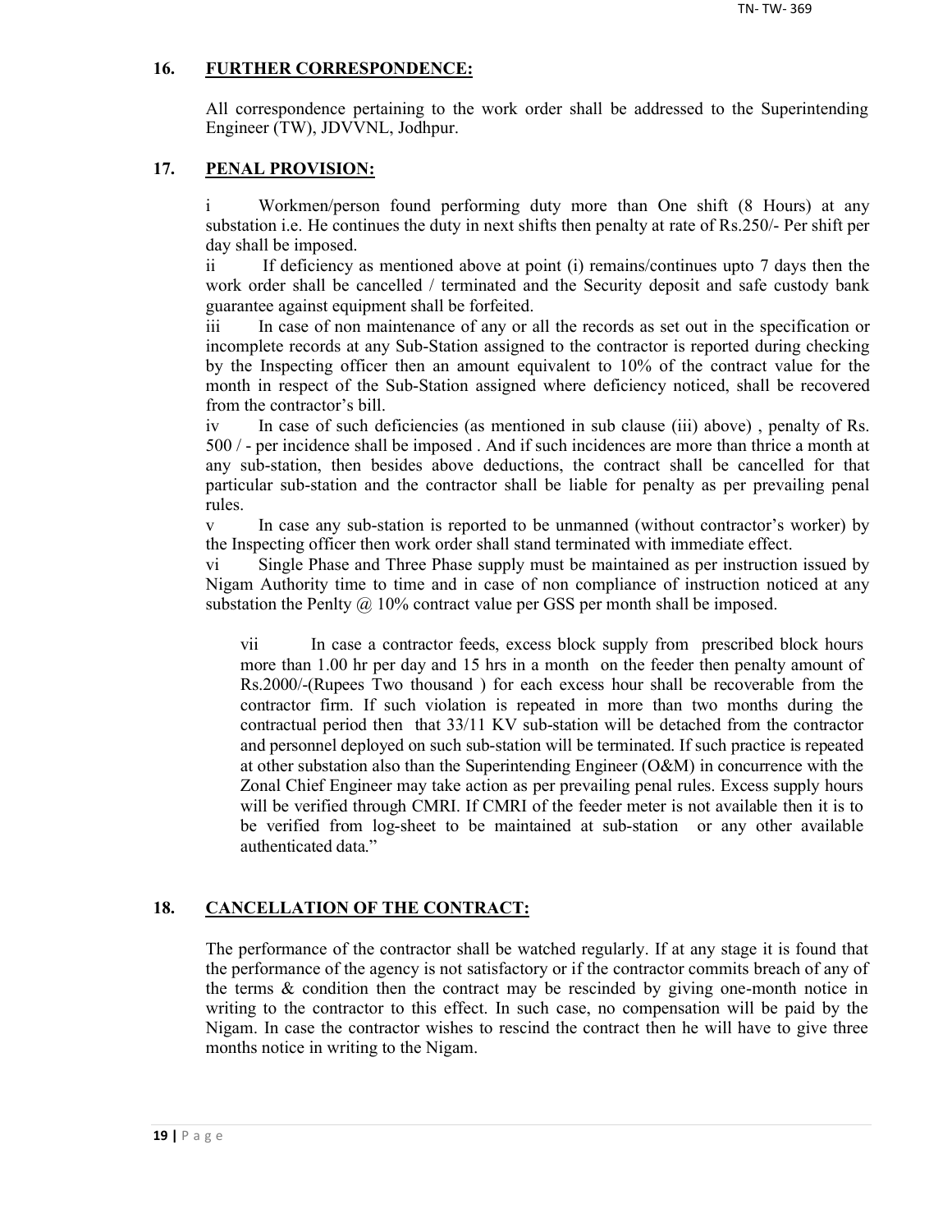## 16. FURTHER CORRESPONDENCE:

All correspondence pertaining to the work order shall be addressed to the Superintending Engineer (TW), JDVVNL, Jodhpur.

## 17. PENAL PROVISION:

i Workmen/person found performing duty more than One shift (8 Hours) at any substation i.e. He continues the duty in next shifts then penalty at rate of Rs.250/- Per shift per day shall be imposed.

ii If deficiency as mentioned above at point (i) remains/continues upto 7 days then the work order shall be cancelled / terminated and the Security deposit and safe custody bank guarantee against equipment shall be forfeited.

iii In case of non maintenance of any or all the records as set out in the specification or incomplete records at any Sub-Station assigned to the contractor is reported during checking by the Inspecting officer then an amount equivalent to 10% of the contract value for the month in respect of the Sub-Station assigned where deficiency noticed, shall be recovered from the contractor's bill.

iv In case of such deficiencies (as mentioned in sub clause (iii) above) , penalty of Rs. 500 / - per incidence shall be imposed . And if such incidences are more than thrice a month at any sub-station, then besides above deductions, the contract shall be cancelled for that particular sub-station and the contractor shall be liable for penalty as per prevailing penal rules.

v In case any sub-station is reported to be unmanned (without contractor's worker) by the Inspecting officer then work order shall stand terminated with immediate effect.

vi Single Phase and Three Phase supply must be maintained as per instruction issued by Nigam Authority time to time and in case of non compliance of instruction noticed at any substation the Penlty @ 10% contract value per GSS per month shall be imposed.

vii In case a contractor feeds, excess block supply from prescribed block hours more than 1.00 hr per day and 15 hrs in a month on the feeder then penalty amount of Rs.2000/-(Rupees Two thousand ) for each excess hour shall be recoverable from the contractor firm. If such violation is repeated in more than two months during the contractual period then that 33/11 KV sub-station will be detached from the contractor and personnel deployed on such sub-station will be terminated. If such practice is repeated at other substation also than the Superintending Engineer (O&M) in concurrence with the Zonal Chief Engineer may take action as per prevailing penal rules. Excess supply hours will be verified through CMRI. If CMRI of the feeder meter is not available then it is to be verified from log-sheet to be maintained at sub-station or any other available authenticated data."

## 18. CANCELLATION OF THE CONTRACT:

The performance of the contractor shall be watched regularly. If at any stage it is found that the performance of the agency is not satisfactory or if the contractor commits breach of any of the terms & condition then the contract may be rescinded by giving one-month notice in writing to the contractor to this effect. In such case, no compensation will be paid by the Nigam. In case the contractor wishes to rescind the contract then he will have to give three months notice in writing to the Nigam.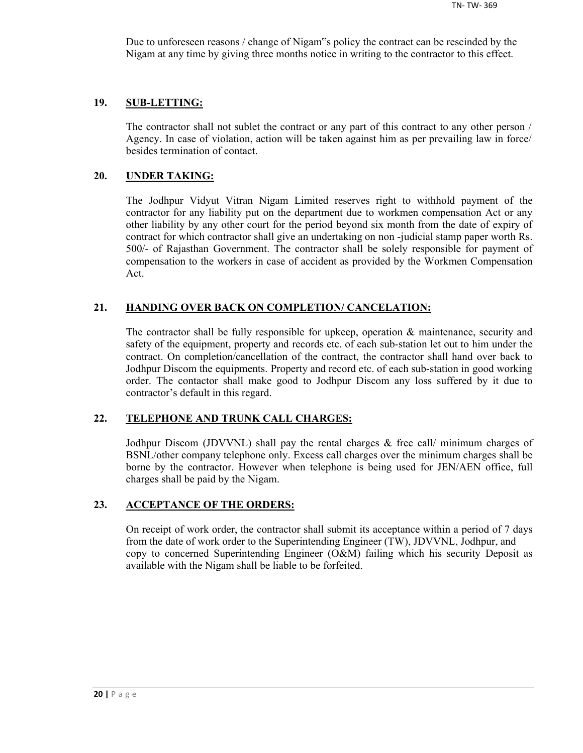Due to unforeseen reasons / change of Nigam"s policy the contract can be rescinded by the Nigam at any time by giving three months notice in writing to the contractor to this effect.

## 19. SUB-LETTING:

The contractor shall not sublet the contract or any part of this contract to any other person / Agency. In case of violation, action will be taken against him as per prevailing law in force/ besides termination of contact.

## 20. UNDER TAKING:

The Jodhpur Vidyut Vitran Nigam Limited reserves right to withhold payment of the contractor for any liability put on the department due to workmen compensation Act or any other liability by any other court for the period beyond six month from the date of expiry of contract for which contractor shall give an undertaking on non -judicial stamp paper worth Rs. 500/- of Rajasthan Government. The contractor shall be solely responsible for payment of compensation to the workers in case of accident as provided by the Workmen Compensation Act.

## 21. HANDING OVER BACK ON COMPLETION/ CANCELATION:

The contractor shall be fully responsible for upkeep, operation & maintenance, security and safety of the equipment, property and records etc. of each sub-station let out to him under the contract. On completion/cancellation of the contract, the contractor shall hand over back to Jodhpur Discom the equipments. Property and record etc. of each sub-station in good working order. The contactor shall make good to Jodhpur Discom any loss suffered by it due to contractor's default in this regard.

## 22. TELEPHONE AND TRUNK CALL CHARGES:

Jodhpur Discom (JDVVNL) shall pay the rental charges & free call/ minimum charges of BSNL/other company telephone only. Excess call charges over the minimum charges shall be borne by the contractor. However when telephone is being used for JEN/AEN office, full charges shall be paid by the Nigam.

## 23. ACCEPTANCE OF THE ORDERS:

On receipt of work order, the contractor shall submit its acceptance within a period of 7 days from the date of work order to the Superintending Engineer (TW), JDVVNL, Jodhpur, and copy to concerned Superintending Engineer (O&M) failing which his security Deposit as available with the Nigam shall be liable to be forfeited.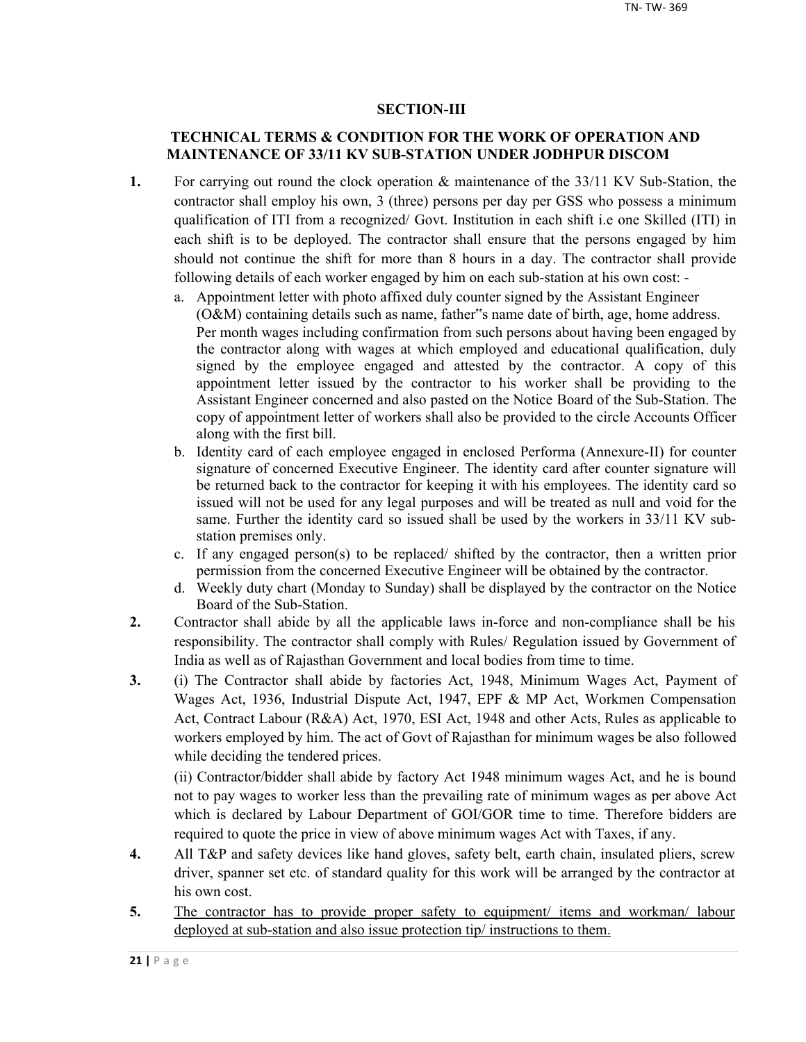## SECTION-III

### TECHNICAL TERMS & CONDITION FOR THE WORK OF OPERATION AND MAINTENANCE OF 33/11 KV SUB-STATION UNDER JODHPUR DISCOM

**1.** For carrying out round the clock operation & maintenance of the 33/11 KV Sub-Station, the contractor shall employ his own, 3 (three) persons per day per GSS who possess a minimum qualification of ITI from a recognized/ Govt. Institution in each shift i.e one Skilled (ITI) in each shift is to be deployed. The contractor shall ensure that the persons engaged by him should not continue the shift for more than 8 hours in a day. The contractor shall provide following details of each worker engaged by him on each sub-station at his own cost: -

a. Appointment letter with photo affixed duly counter signed by the Assistant Engineer (O&M) containing details such as name, father"s name date of birth, age, home address. Per month wages including confirmation from such persons about having been engaged by the contractor along with wages at which employed and educational qualification, duly signed by the employee engaged and attested by the contractor. A copy of this appointment letter issued by the contractor to his worker shall be providing to the Assistant Engineer concerned and also pasted on the Notice Board of the Sub-Station. The copy of appointment letter of workers shall also be provided to the circle Accounts Officer along with the first bill.

b. Identity card of each employee engaged in enclosed Performa (Annexure-II) for counter signature of concerned Executive Engineer. The identity card after counter signature will be returned back to the contractor for keeping it with his employees. The identity card so issued will not be used for any legal purposes and will be treated as null and void for the same. Further the identity card so issued shall be used by the workers in 33/11 KV sub-station premises only.

c. If any engaged person(s) to be replaced/ shifted by the contractor, then a written prior permission from the concerned Executive Engineer will be obtained by the contractor.

d. Weekly duty chart (Monday to Sunday) shall be displayed by the contractor on the Notice Board of the Sub-Station.

**2.** Contractor shall abide by all the applicable laws in-force and non-compliance shall be his responsibility. The contractor shall comply with Rules/ Regulation issued by Government of India as well as of Rajasthan Government and local bodies from time to time.

**3.** (i) The Contractor shall abide by factories Act, 1948, Minimum Wages Act, Payment of Wages Act, 1936, Industrial Dispute Act, 1947, EPF & MP Act, Workmen Compensation Act, Contract Labour (R&A) Act, 1970, ESI Act, 1948 and other Acts, Rules as applicable to workers employed by him. The act of Govt of Rajasthan for minimum wages be also followed while deciding the tendered prices.

(ii) Contractor/bidder shall abide by factory Act 1948 minimum wages Act, and he is bound not to pay wages to worker less than the prevailing rate of minimum wages as per above Act which is declared by Labour Department of GOI/GOR time to time. Therefore bidders are required to quote the price in view of above minimum wages Act with Taxes, if any.

**4.** All T&P and safety devices like hand gloves, safety belt, earth chain, insulated pliers, screw driver, spanner set etc. of standard quality for this work will be arranged by the contractor at his own cost.

**5.** <u>The contractor has to provide proper safety to equipment/ items and workman/ labour deployed at sub-station and also issue protection tip/ instructions to them.</u>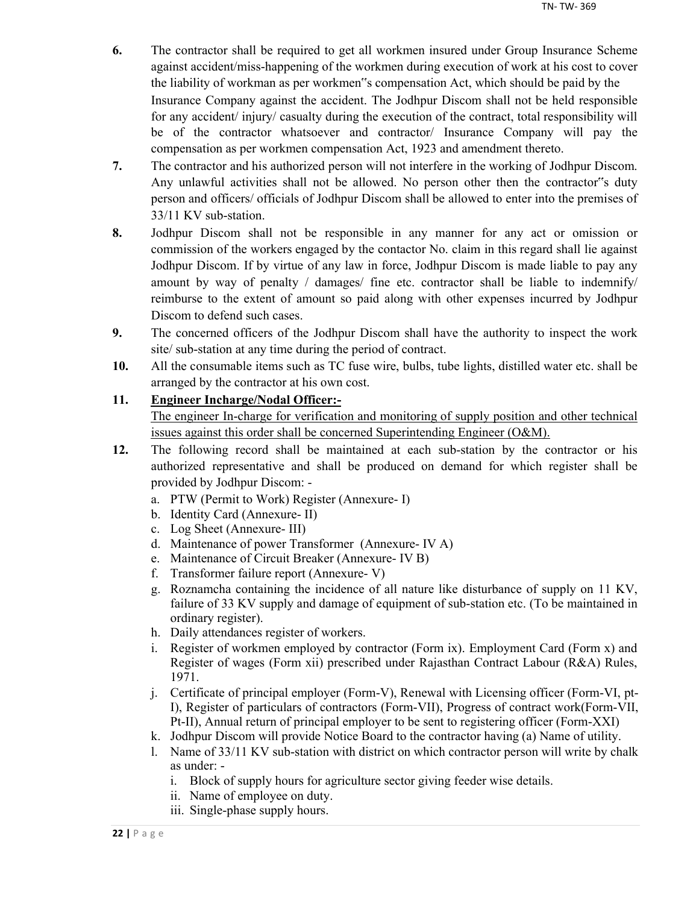6. The contractor shall be required to get all workmen insured under Group Insurance Scheme against accident/miss-happening of the workmen during execution of work at his cost to cover the liability of workman as per workmen‟s compensation Act, which should be paid by the Insurance Company against the accident. The Jodhpur Discom shall not be held responsible for any accident/ injury/ casualty during the execution of the contract, total responsibility will be of the contractor whatsoever and contractor/ Insurance Company will pay the compensation as per workmen compensation Act, 1923 and amendment thereto.
7. The contractor and his authorized person will not interfere in the working of Jodhpur Discom. Any unlawful activities shall not be allowed. No person other then the contractor‟s duty person and officers/ officials of Jodhpur Discom shall be allowed to enter into the premises of 33/11 KV sub-station.
8. Jodhpur Discom shall not be responsible in any manner for any act or omission or commission of the workers engaged by the contactor No. claim in this regard shall lie against Jodhpur Discom. If by virtue of any law in force, Jodhpur Discom is made liable to pay any amount by way of penalty / damages/ fine etc. contractor shall be liable to indemnify/ reimburse to the extent of amount so paid along with other expenses incurred by Jodhpur Discom to defend such cases.
9. The concerned officers of the Jodhpur Discom shall have the authority to inspect the work site/ sub-station at any time during the period of contract.
10. All the consumable items such as TC fuse wire, bulbs, tube lights, distilled water etc. shall be arranged by the contractor at his own cost.
11. **<u>Engineer Incharge/Nodal Officer:-</u>**
    <u>The engineer In-charge for verification and monitoring of supply position and other technical issues against this order shall be concerned Superintending Engineer (O&M).</u>
12. The following record shall be maintained at each sub-station by the contractor or his authorized representative and shall be produced on demand for which register shall be provided by Jodhpur Discom: -
    a. PTW (Permit to Work) Register (Annexure- I)
    b. Identity Card (Annexure- II)
    c. Log Sheet (Annexure- III)
    d. Maintenance of power Transformer (Annexure- IV A)
    e. Maintenance of Circuit Breaker (Annexure- IV B)
    f. Transformer failure report (Annexure- V)
    g. Roznamcha containing the incidence of all nature like disturbance of supply on 11 KV, failure of 33 KV supply and damage of equipment of sub-station etc. (To be maintained in ordinary register).
    h. Daily attendances register of workers.
    i. Register of workmen employed by contractor (Form ix). Employment Card (Form x) and Register of wages (Form xii) prescribed under Rajasthan Contract Labour (R&A) Rules, 1971.
    j. Certificate of principal employer (Form-V), Renewal with Licensing officer (Form-VI, pt-I), Register of particulars of contractors (Form-VII), Progress of contract work(Form-VII, Pt-II), Annual return of principal employer to be sent to registering officer (Form-XXI)
    k. Jodhpur Discom will provide Notice Board to the contractor having (a) Name of utility.
    l. Name of 33/11 KV sub-station with district on which contractor person will write by chalk as under: -
       i. Block of supply hours for agriculture sector giving feeder wise details.
       ii. Name of employee on duty.
       iii. Single-phase supply hours.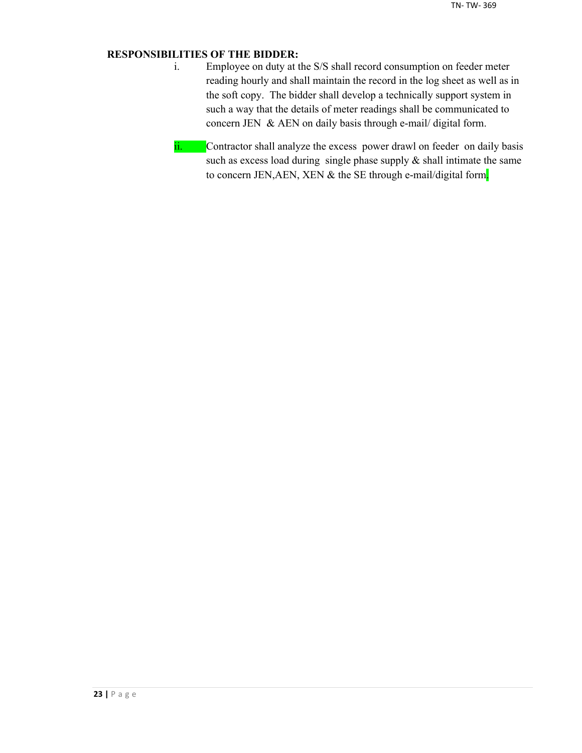**RESPONSIBILITIES OF THE BIDDER:**

i. Employee on duty at the S/S shall record consumption on feeder meter reading hourly and shall maintain the record in the log sheet as well as in the soft copy. The bidder shall develop a technically support system in such a way that the details of meter readings shall be communicated to concern JEN & AEN on daily basis through e-mail/ digital form.

ii. Contractor shall analyze the excess power drawl on feeder on daily basis such as excess load during single phase supply & shall intimate the same to concern JEN,AEN, XEN & the SE through e-mail/digital form.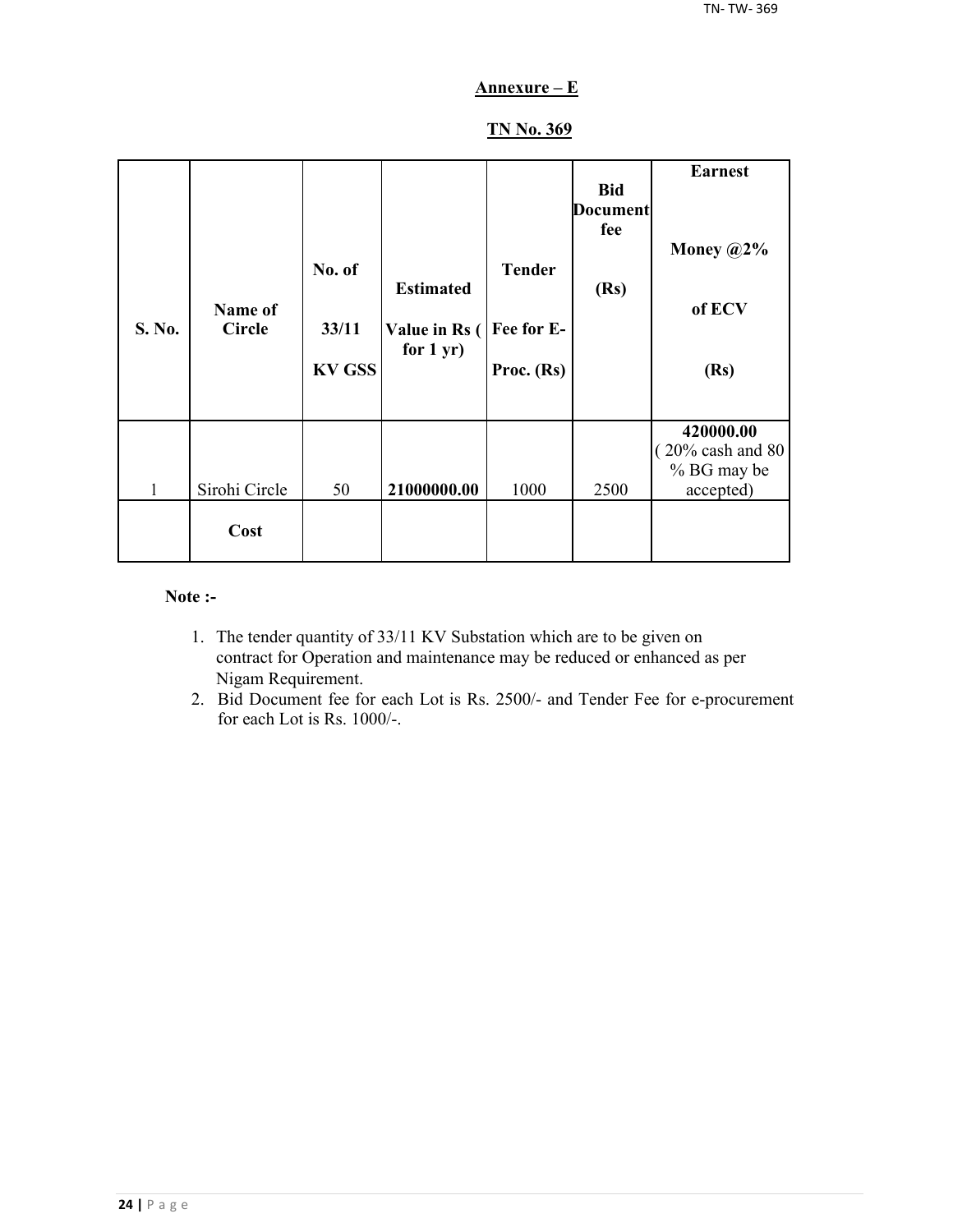## Annexure – E

## TN No. 369

| S. No. | Name of Circle | No. of 33/11 KV GSS | Estimated Value in Rs ( for 1 yr) | Tender Fee for E-Proc. (Rs) | Bid Document fee (Rs) | Earnest Money @2% of ECV (Rs) |
|---|---|---|---|---|---|---|
| 1 | Sirohi Circle | 50 | **21000000.00** | 1000 | 2500 | **420000.00** ( 20% cash and 80 % BG may be accepted) |
| | **Cost** | | | | | |

**Note :-**

1. The tender quantity of 33/11 KV Substation which are to be given on contract for Operation and maintenance may be reduced or enhanced as per Nigam Requirement.
2. Bid Document fee for each Lot is Rs. 2500/- and Tender Fee for e-procurement for each Lot is Rs. 1000/-.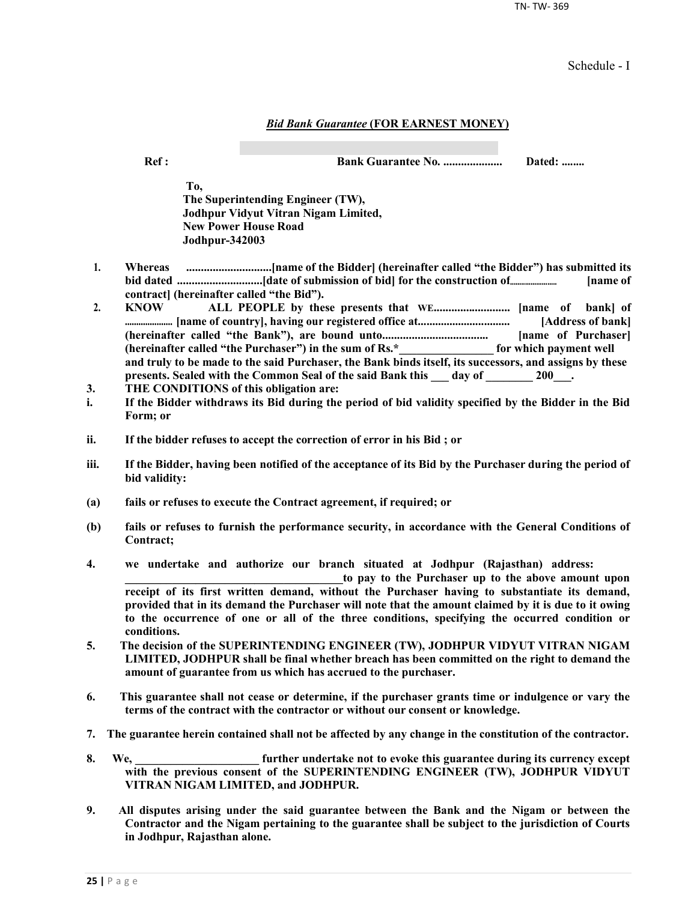Schedule - I

***Bid Bank Guarantee* (FOR EARNEST MONEY)**

**Ref : Bank Guarantee No. .................... Dated: ........**

**To,**
**The Superintending Engineer (TW),**
**Jodhpur Vidyut Vitran Nigam Limited,**
**New Power House Road**
**Jodhpur-342003**

1. **Whereas .............................[name of the Bidder] (hereinafter called "the Bidder") has submitted its bid dated .............................[date of submission of bid] for the construction of......................... [name of contract] (hereinafter called "the Bid").**
2. **KNOW ALL PEOPLE by these presents that WE.......................... [name of bank] of ..................... [name of country], having our registered office at................................ [Address of bank] (hereinafter called "the Bank"), are bound unto.................................... [name of Purchaser] (hereinafter called "the Purchaser") in the sum of Rs.*________________ for which payment well and truly to be made to the said Purchaser, the Bank binds itself, its successors, and assigns by these presents. Sealed with the Common Seal of the said Bank this ___ day of ________ 200___.**
3. **THE CONDITIONS of this obligation are:**

**i.** **If the Bidder withdraws its Bid during the period of bid validity specified by the Bidder in the Bid Form; or**

**ii.** **If the bidder refuses to accept the correction of error in his Bid ; or**

**iii.** **If the Bidder, having been notified of the acceptance of its Bid by the Purchaser during the period of bid validity:**

**(a)** **fails or refuses to execute the Contract agreement, if required; or**

**(b)** **fails or refuses to furnish the performance security, in accordance with the General Conditions of Contract;**

4. **we undertake and authorize our branch situated at Jodhpur (Rajasthan) address: ______________________________________to pay to the Purchaser up to the above amount upon receipt of its first written demand, without the Purchaser having to substantiate its demand, provided that in its demand the Purchaser will note that the amount claimed by it is due to it owing to the occurrence of one or all of the three conditions, specifying the occurred condition or conditions.**
5. **The decision of the SUPERINTENDING ENGINEER (TW), JODHPUR VIDYUT VITRAN NIGAM LIMITED, JODHPUR shall be final whether breach has been committed on the right to demand the amount of guarantee from us which has accrued to the purchaser.**
6. **This guarantee shall not cease or determine, if the purchaser grants time or indulgence or vary the terms of the contract with the contractor or without our consent or knowledge.**
7. **The guarantee herein contained shall not be affected by any change in the constitution of the contractor.**
8. **We, _____________________ further undertake not to evoke this guarantee during its currency except with the previous consent of the SUPERINTENDING ENGINEER (TW), JODHPUR VIDYUT VITRAN NIGAM LIMITED, and JODHPUR.**
9. **All disputes arising under the said guarantee between the Bank and the Nigam or between the Contractor and the Nigam pertaining to the guarantee shall be subject to the jurisdiction of Courts in Jodhpur, Rajasthan alone.**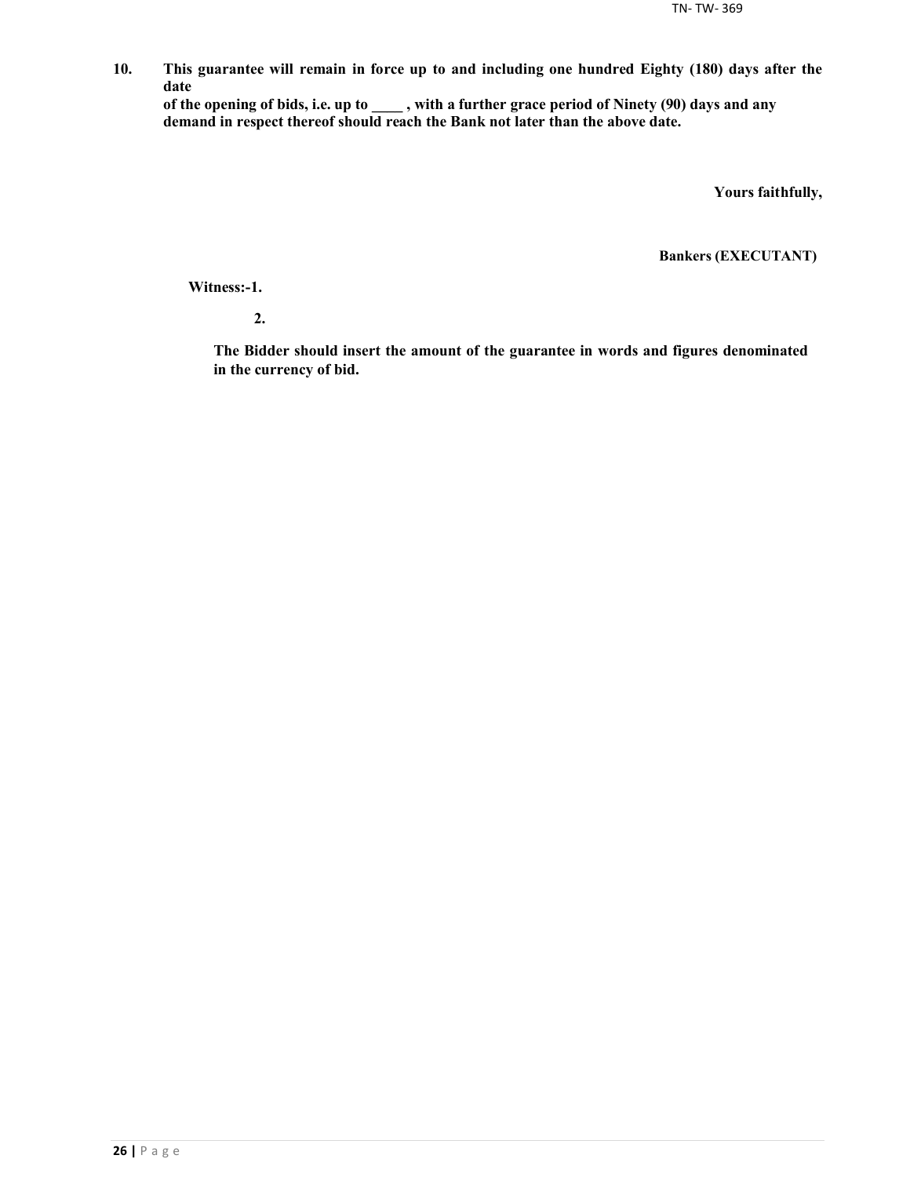**10. This guarantee will remain in force up to and including one hundred Eighty (180) days after the date of the opening of bids, i.e. up to ____ , with a further grace period of Ninety (90) days and any demand in respect thereof should reach the Bank not later than the above date.**

**Yours faithfully,**

**Bankers (EXECUTANT)**

**Witness:-1.**

**2.**

**The Bidder should insert the amount of the guarantee in words and figures denominated in the currency of bid.**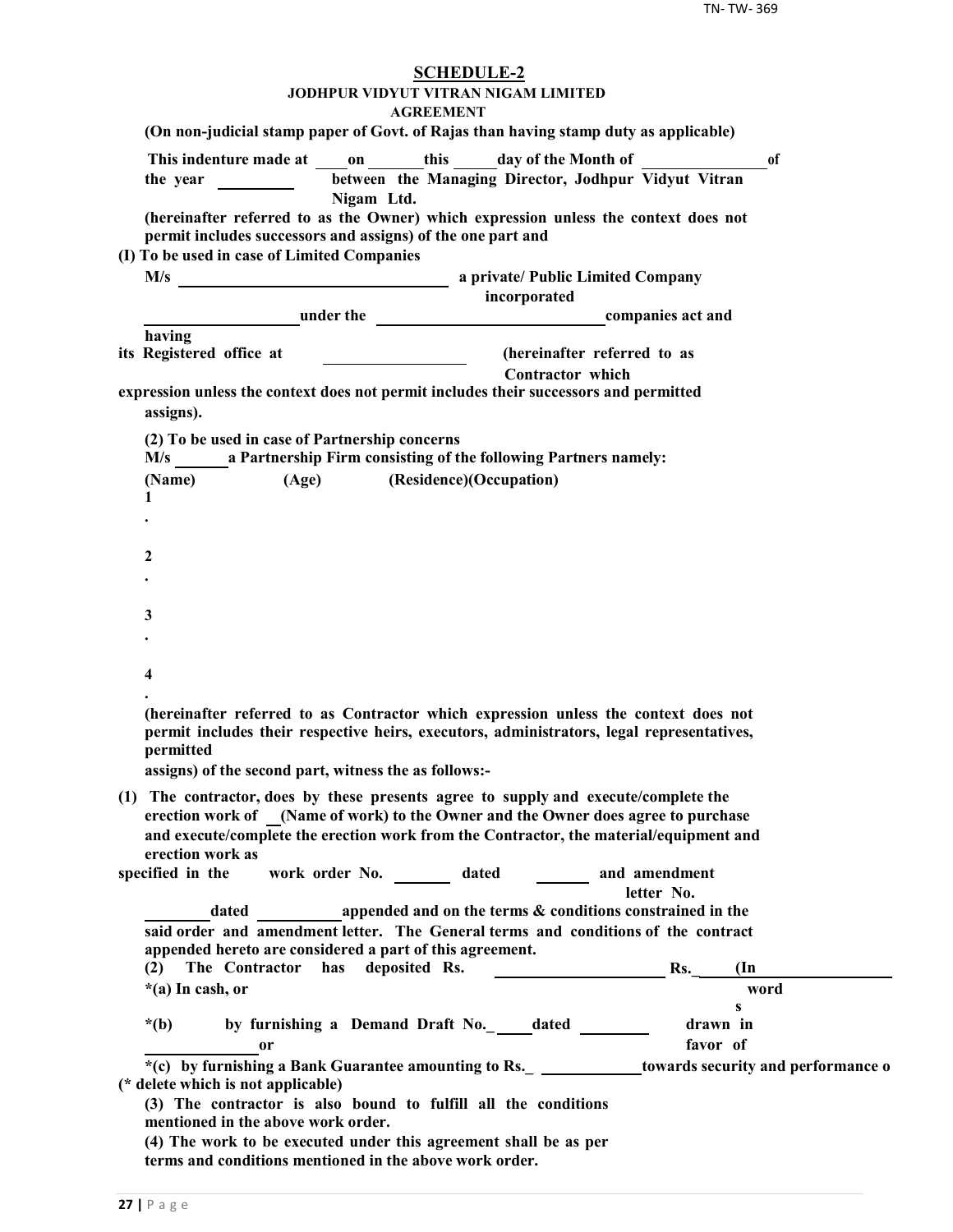## SCHEDULE-2

**JODHPUR VIDYUT VITRAN NIGAM LIMITED**

**AGREEMENT**

**(On non-judicial stamp paper of Govt. of Rajas than having stamp duty as applicable)**

**This indenture made at \_\_\_\_ on \_\_\_\_\_\_\_ this \_\_\_\_\_ day of the Month of \_\_\_\_\_\_\_\_\_\_\_\_\_\_\_ of the year \_\_\_\_\_\_\_\_\_ between the Managing Director, Jodhpur Vidyut Vitran Nigam Ltd.**

**(hereinafter referred to as the Owner) which expression unless the context does not permit includes successors and assigns) of the one part and**

**(I) To be used in case of Limited Companies**

**M/s \_\_\_\_\_\_\_\_\_\_\_\_\_\_\_\_\_\_\_\_\_\_\_\_\_\_\_\_\_\_\_\_\_\_ a private/ Public Limited Company incorporated \_\_\_\_\_\_\_\_\_\_\_\_\_\_\_\_\_\_\_ under the \_\_\_\_\_\_\_\_\_\_\_\_\_\_\_\_\_\_\_\_\_\_\_\_\_\_\_\_\_ companies act and having its Registered office at \_\_\_\_\_\_\_\_\_\_\_\_\_\_\_\_\_\_ (hereinafter referred to as Contractor which expression unless the context does not permit includes their successors and permitted assigns).**

**(2) To be used in case of Partnership concerns**

**M/s \_\_\_\_\_\_ a Partnership Firm consisting of the following Partners namely:**

**(Name) (Age) (Residence)(Occupation)**

**1.**

**2.**

**3.**

**4.**

**(hereinafter referred to as Contractor which expression unless the context does not permit includes their respective heirs, executors, administrators, legal representatives, permitted assigns) of the second part, witness the as follows:-**

**(1) The contractor, does by these presents agree to supply and execute/complete the erection work of \_\_(Name of work) to the Owner and the Owner does agree to purchase and execute/complete the erection work from the Contractor, the material/equipment and erection work as specified in the work order No. \_\_\_\_\_\_\_ dated \_\_\_\_\_\_\_ and amendment letter No. \_\_\_\_\_\_\_\_ dated \_\_\_\_\_\_\_\_\_\_ appended and on the terms & conditions constrained in the said order and amendment letter. The General terms and conditions of the contract appended hereto are considered a part of this agreement.**

**(2) The Contractor has deposited Rs. \_\_\_\_\_\_\_\_\_\_\_\_\_\_\_\_\_\_\_\_ Rs.\_\_\_\_\_ (In words \_\_\_\_\_\_\_\_\_\_\_\_\_\_\_\_\_\_)**

**\*(a) In cash, or**

**\*(b) by furnishing a Demand Draft No.\_\_\_\_\_ dated \_\_\_\_\_\_\_\_\_ drawn in favor of \_\_\_\_\_\_\_\_\_\_\_\_\_\_ or**

**\*(c) by furnishing a Bank Guarantee amounting to Rs.\_ \_\_\_\_\_\_\_\_\_\_\_\_\_ towards security and performance o**

**(\* delete which is not applicable)**

**(3) The contractor is also bound to fulfill all the conditions mentioned in the above work order.**

**(4) The work to be executed under this agreement shall be as per terms and conditions mentioned in the above work order.**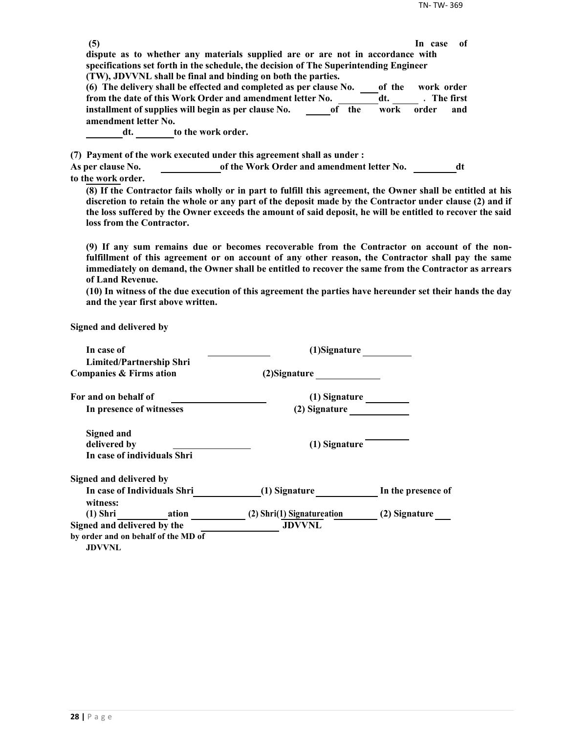**(5) In case of dispute as to whether any materials supplied are or are not in accordance with specifications set forth in the schedule, the decision of The Superintending Engineer (TW), JDVVNL shall be final and binding on both the parties.**

**(6) The delivery shall be effected and completed as per clause No. \_\_\_\_ of the work order from the date of this Work Order and amendment letter No. \_\_\_\_\_\_\_\_ dt. \_\_\_\_\_\_ . The first installment of supplies will begin as per clause No. \_\_\_\_\_ of the work order and amendment letter No. \_\_\_\_\_\_\_\_ dt. \_\_\_\_\_\_\_\_ to the work order.**

**(7) Payment of the work executed under this agreement shall as under :**
**As per clause No. \_\_\_\_\_\_\_\_\_\_\_\_ of the Work Order and amendment letter No. \_\_\_\_\_\_\_\_\_ dt to the work order.**

**(8) If the Contractor fails wholly or in part to fulfill this agreement, the Owner shall be entitled at his discretion to retain the whole or any part of the deposit made by the Contractor under clause (2) and if the loss suffered by the Owner exceeds the amount of said deposit, he will be entitled to recover the said loss from the Contractor.**

**(9) If any sum remains due or becomes recoverable from the Contractor on account of the non-fulfillment of this agreement or on account of any other reason, the Contractor shall pay the same immediately on demand, the Owner shall be entitled to recover the same from the Contractor as arrears of Land Revenue.**

**(10) In witness of the due execution of this agreement the parties have hereunder set their hands the day and the year first above written.**

**Signed and delivered by**

**In case of Limited/Partnership Shri \_\_\_\_\_\_\_\_\_\_\_\_\_ (1)Signature \_\_\_\_\_\_\_\_\_\_**
**Companies & Firms ation (2)Signature \_\_\_\_\_\_\_\_\_\_\_\_\_**

**For and on behalf of \_\_\_\_\_\_\_\_\_\_\_\_\_\_\_\_\_\_\_\_ (1) Signature \_\_\_\_\_\_\_\_\_**
**In presence of witnesses (2) Signature \_\_\_\_\_\_\_\_\_\_\_\_**

**Signed and delivered by \_\_\_\_\_\_\_\_\_\_\_\_\_\_\_\_ (1) Signature \_\_\_\_\_\_\_\_\_\_**
**In case of individuals Shri**

**Signed and delivered by**
**In case of Individuals Shri \_\_\_\_\_\_\_\_\_\_\_\_\_\_ (1) Signature \_\_\_\_\_\_\_\_\_\_\_\_\_ In the presence of witness:**
**(1) Shri \_\_\_\_\_\_\_\_\_\_\_ ation \_\_\_\_\_\_\_\_\_\_\_\_ (2) Shri(1) Signatureation \_\_\_\_\_\_\_\_ (2) Signature \_\_\_\_**
**Signed and delivered by the \_\_\_\_\_\_\_\_\_\_\_\_\_\_\_\_\_\_ JDVVNL**
**by order and on behalf of the MD of JDVVNL**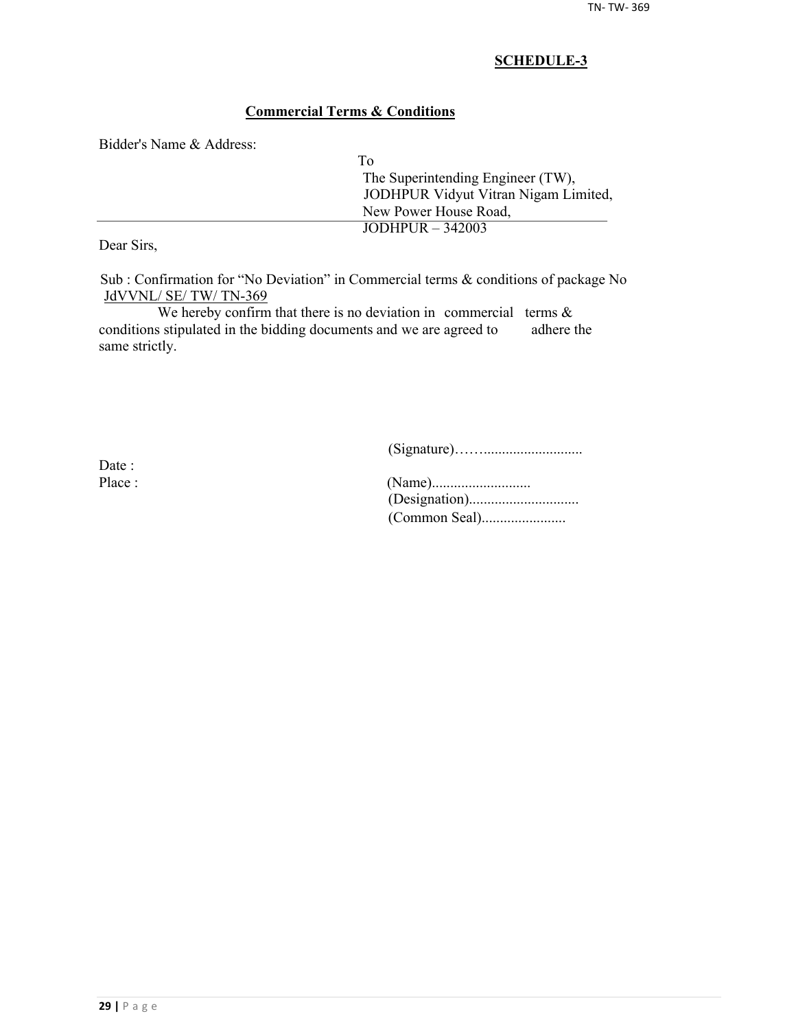## SCHEDULE-3

### Commercial Terms & Conditions

Bidder's Name & Address:

To
The Superintending Engineer (TW),
JODHPUR Vidyut Vitran Nigam Limited,
New Power House Road,
JODHPUR – 342003

Dear Sirs,

Sub : Confirmation for "No Deviation" in Commercial terms & conditions of package No JdVVNL/ SE/ TW/ TN-369

We hereby confirm that there is no deviation in commercial terms & conditions stipulated in the bidding documents and we are agreed to adhere the same strictly.

(Signature)……..........................

Date :

Place :

(Name)..........................
(Designation).............................
(Common Seal).......................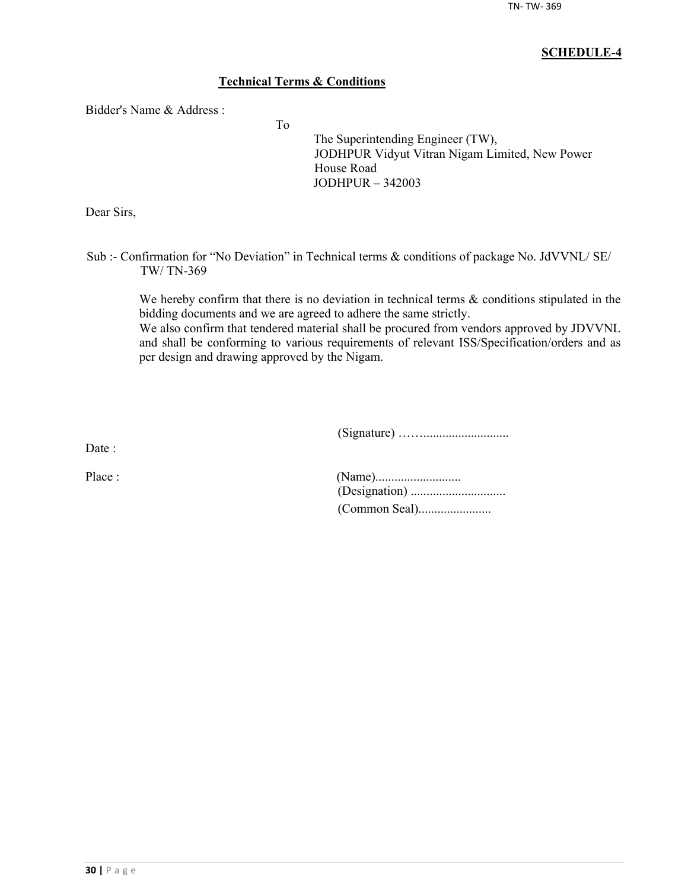**SCHEDULE-4**

**Technical Terms & Conditions**

Bidder's Name & Address :

To

The Superintending Engineer (TW),
JODHPUR Vidyut Vitran Nigam Limited, New Power House Road
JODHPUR – 342003

Dear Sirs,

Sub :- Confirmation for "No Deviation" in Technical terms & conditions of package No. JdVVNL/ SE/ TW/ TN-369

We hereby confirm that there is no deviation in technical terms & conditions stipulated in the bidding documents and we are agreed to adhere the same strictly.
We also confirm that tendered material shall be procured from vendors approved by JDVVNL and shall be conforming to various requirements of relevant ISS/Specification/orders and as per design and drawing approved by the Nigam.

(Signature) ……..........................

Date :

Place :

(Name)...........................
(Designation) .............................
(Common Seal).......................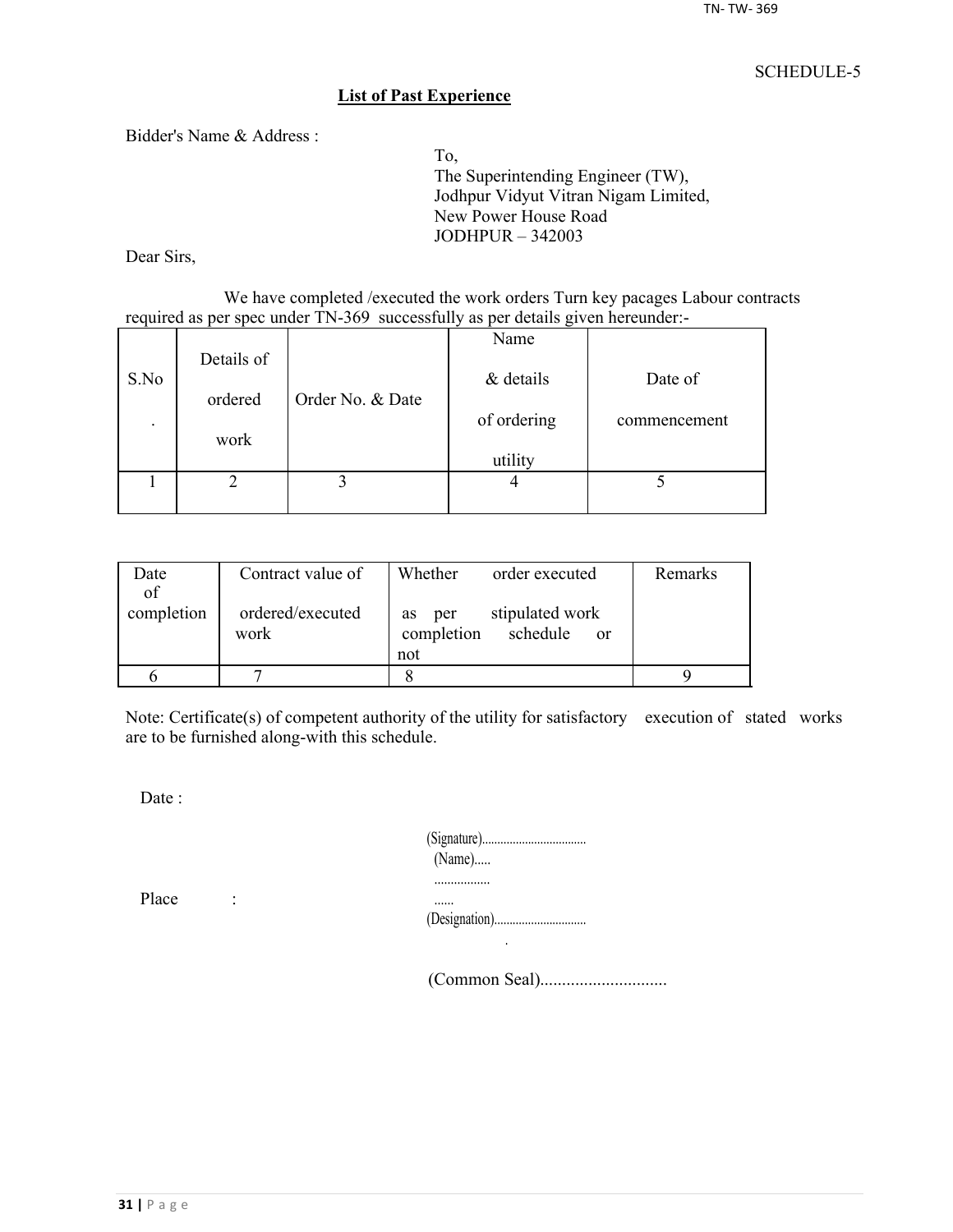SCHEDULE-5

## List of Past Experience

Bidder's Name & Address :

To,
The Superintending Engineer (TW),
Jodhpur Vidyut Vitran Nigam Limited,
New Power House Road
JODHPUR – 342003

Dear Sirs,

We have completed /executed the work orders Turn key pacages Labour contracts required as per spec under TN-369 successfully as per details given hereunder:-

| S.No. | Details of ordered work | Order No. & Date | Name & details of ordering utility | Date of commencement |
|---|---|---|---|---|
| 1 | 2 | 3 | 4 | 5 |

| Date of completion | Contract value of ordered/executed work | Whether order executed as per stipulated work completion schedule or not | Remarks |
|---|---|---|---|
| 6 | 7 | 8 | 9 |

Note: Certificate(s) of competent authority of the utility for satisfactory execution of stated works are to be furnished along-with this schedule.

Date :

Place :

(Signature)..................................
(Name).....
.......................
(Designation)..............................

(Common Seal).............................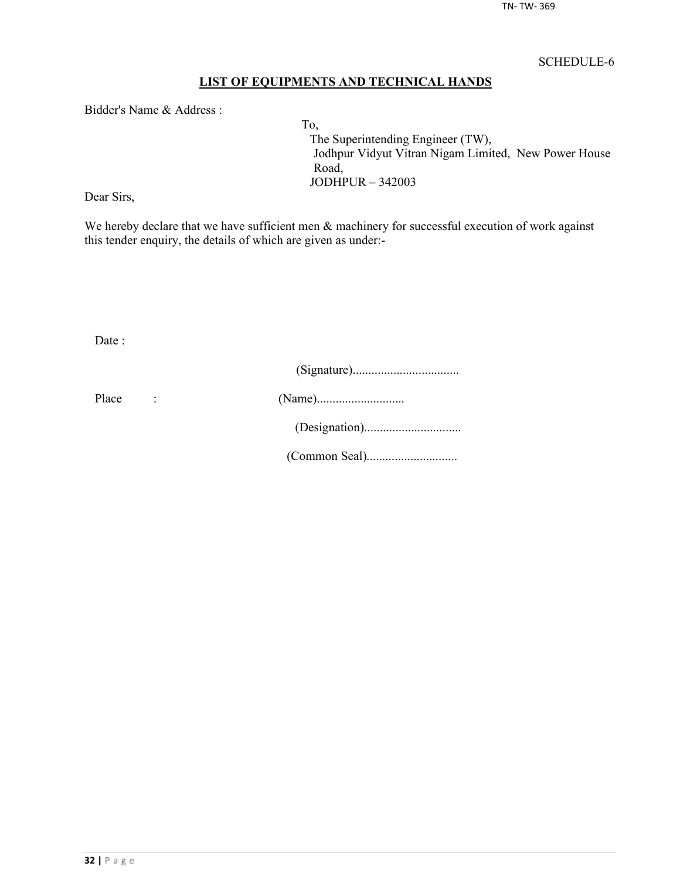SCHEDULE-6

## LIST OF EQUIPMENTS AND TECHNICAL HANDS

Bidder's Name & Address :

To,
The Superintending Engineer (TW),
Jodhpur Vidyut Vitran Nigam Limited, New Power House Road,
JODHPUR – 342003

Dear Sirs,

We hereby declare that we have sufficient men & machinery for successful execution of work against this tender enquiry, the details of which are given as under:-

Date :

(Signature)..................................

Place :

(Name)............................

(Designation)...............................

(Common Seal).............................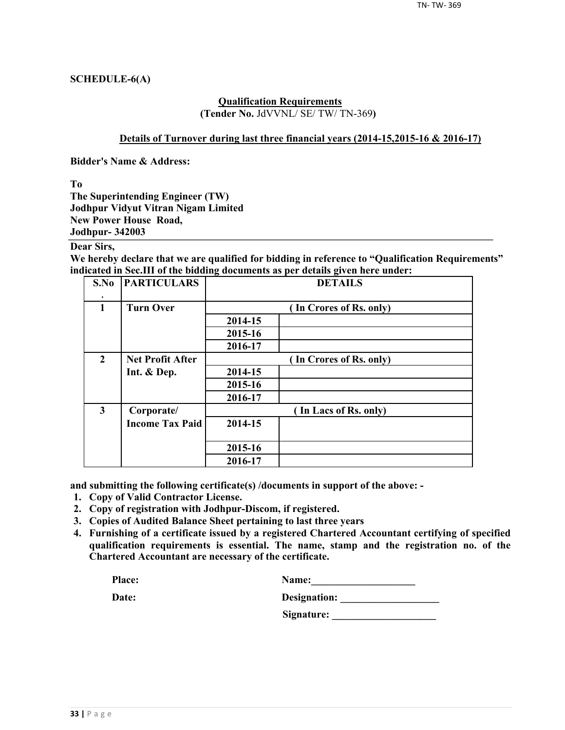**SCHEDULE-6(A)**

**Qualification Requirements**
**(Tender No.** JdVVNL/ SE/ TW/ TN-369**)**

**Details of Turnover during last three financial years (2014-15,2015-16 & 2016-17)**

**Bidder's Name & Address:**

**To**
**The Superintending Engineer (TW)**
**Jodhpur Vidyut Vitran Nigam Limited**
**New Power House Road,**
**Jodhpur- 342003**

**Dear Sirs,**
**We hereby declare that we are qualified for bidding in reference to "Qualification Requirements" indicated in Sec.III of the bidding documents as per details given here under:**

| S.No. | PARTICULARS | DETAILS | |
|---|---|---|---|
| 1 | Turn Over | ( In Crores of Rs. only) | |
| | | 2014-15 | |
| | | 2015-16 | |
| | | 2016-17 | |
| 2 | Net Profit After Int. & Dep. | ( In Crores of Rs. only) | |
| | | 2014-15 | |
| | | 2015-16 | |
| | | 2016-17 | |
| 3 | Corporate/ Income Tax Paid | ( In Lacs of Rs. only) | |
| | | 2014-15 | |
| | | 2015-16 | |
| | | 2016-17 | |

**and submitting the following certificate(s) /documents in support of the above: -**

1. **Copy of Valid Contractor License.**
2. **Copy of registration with Jodhpur-Discom, if registered.**
3. **Copies of Audited Balance Sheet pertaining to last three years**
4. **Furnishing of a certificate issued by a registered Chartered Accountant certifying of specified qualification requirements is essential. The name, stamp and the registration no. of the Chartered Accountant are necessary of the certificate.**

**Place:** **Name:**\_\_\_\_\_\_\_\_\_\_\_\_\_\_\_\_\_\_\_\_

**Date:** **Designation:** \_\_\_\_\_\_\_\_\_\_\_\_\_\_\_\_\_\_\_

**Signature:** \_\_\_\_\_\_\_\_\_\_\_\_\_\_\_\_\_\_\_\_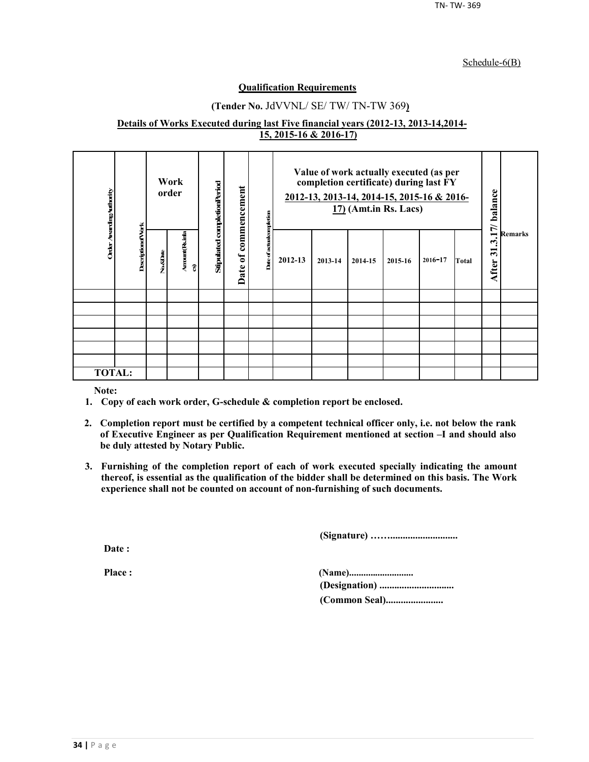Schedule-6(B)

**Qualification Requirements**

**(Tender No.** JdVVNL/ SE/ TW/ TN-TW 369**)**

**Details of Works Executed during last Five financial years (2012-13, 2013-14,2014-15, 2015-16 & 2016-17)**

| Order Awarding Authority | Description of Work | Work order | | Stipulated completion Period | Date of commencement | Date of actual completion | Value of work actually executed (as per completion certificate) during last FY 2012-13, 2013-14, 2014-15, 2015-16 & 2016-17) (Amt.in Rs. Lacs) | | | | | | After 31.3.17/ balance | Remarks |
|---|---|---|---|---|---|---|---|---|---|---|---|---|---|---|
| | | No.&Date | Amount(Rs.in lacs) | | | | 2012-13 | 2013-14 | 2014-15 | 2015-16 | 2016-17 | Total | | |
| | | | | | | | | | | | | | | |
| | | | | | | | | | | | | | | |
| | | | | | | | | | | | | | | |
| | | | | | | | | | | | | | | |
| | | | | | | | | | | | | | | |
| | | | | | | | | | | | | | | |
| TOTAL: | | | | | | | | | | | | | | |

**Note:**

1. **Copy of each work order, G-schedule & completion report be enclosed.**
2. **Completion report must be certified by a competent technical officer only, i.e. not below the rank of Executive Engineer as per Qualification Requirement mentioned at section –I and should also be duly attested by Notary Public.**
3. **Furnishing of the completion report of each of work executed specially indicating the amount thereof, is essential as the qualification of the bidder shall be determined on this basis. The Work experience shall not be counted on account of non-furnishing of such documents.**

**(Signature) ……..........................**

**Date :**

**Place :**

**(Name)..........................**

**(Designation) .............................**

**(Common Seal).......................**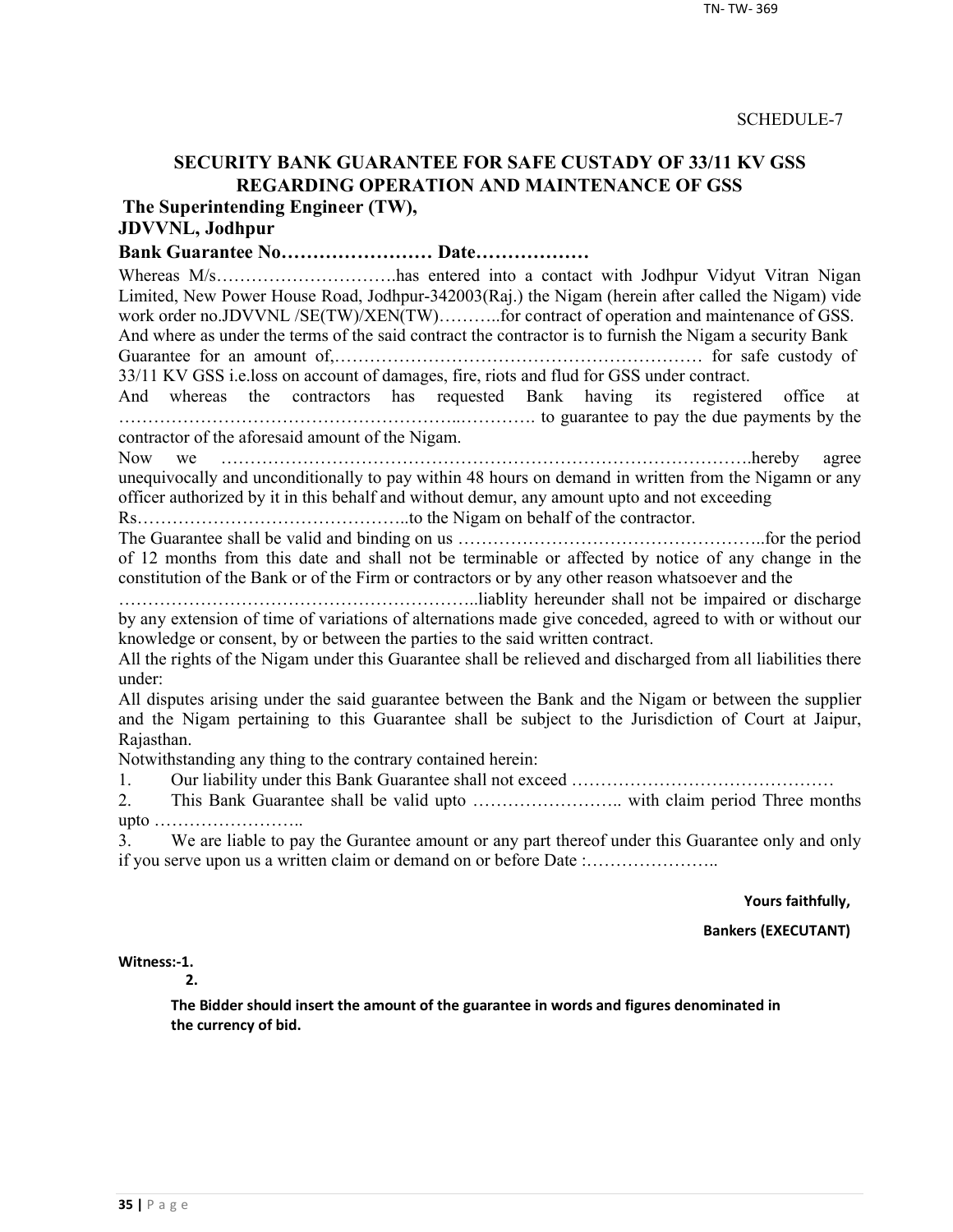SCHEDULE-7

# SECURITY BANK GUARANTEE FOR SAFE CUSTADY OF 33/11 KV GSS REGARDING OPERATION AND MAINTENANCE OF GSS

**The Superintending Engineer (TW),**
**JDVVNL, Jodhpur**

**Bank Guarantee No…………………… Date………………**

Whereas M/s………………………….has entered into a contact with Jodhpur Vidyut Vitran Nigan Limited, New Power House Road, Jodhpur-342003(Raj.) the Nigam (herein after called the Nigam) vide work order no.JDVVNL /SE(TW)/XEN(TW)………..for contract of operation and maintenance of GSS. And where as under the terms of the said contract the contractor is to furnish the Nigam a security Bank Guarantee for an amount of,……………………………………………………… for safe custody of 33/11 KV GSS i.e.loss on account of damages, fire, riots and flud for GSS under contract.

And whereas the contractors has requested Bank having its registered office at ……………………………………………..…………. to guarantee to pay the due payments by the contractor of the aforesaid amount of the Nigam.

Now we ……………………………………………………………………………….hereby agree unequivocally and unconditionally to pay within 48 hours on demand in written from the Nigamn or any officer authorized by it in this behalf and without demur, any amount upto and not exceeding Rs………………………………………..to the Nigam on behalf of the contractor.

The Guarantee shall be valid and binding on us ……………………………………………..for the period of 12 months from this date and shall not be terminable or affected by notice of any change in the constitution of the Bank or of the Firm or contractors or by any other reason whatsoever and the …………………………………………………..liablity hereunder shall not be impaired or discharge by any extension of time of variations of alternations made give conceded, agreed to with or without our knowledge or consent, by or between the parties to the said written contract.

All the rights of the Nigam under this Guarantee shall be relieved and discharged from all liabilities there under:

All disputes arising under the said guarantee between the Bank and the Nigam or between the supplier and the Nigam pertaining to this Guarantee shall be subject to the Jurisdiction of Court at Jaipur, Rajasthan.

Notwithstanding any thing to the contrary contained herein:

1. Our liability under this Bank Guarantee shall not exceed ………………………………………
2. This Bank Guarantee shall be valid upto …………………….. with claim period Three months upto ……………………..
3. We are liable to pay the Gurantee amount or any part thereof under this Guarantee only and only if you serve upon us a written claim or demand on or before Date :…………………..

**Yours faithfully,**

**Bankers (EXECUTANT)**

**Witness:-1.**

**2.**

**The Bidder should insert the amount of the guarantee in words and figures denominated in the currency of bid.**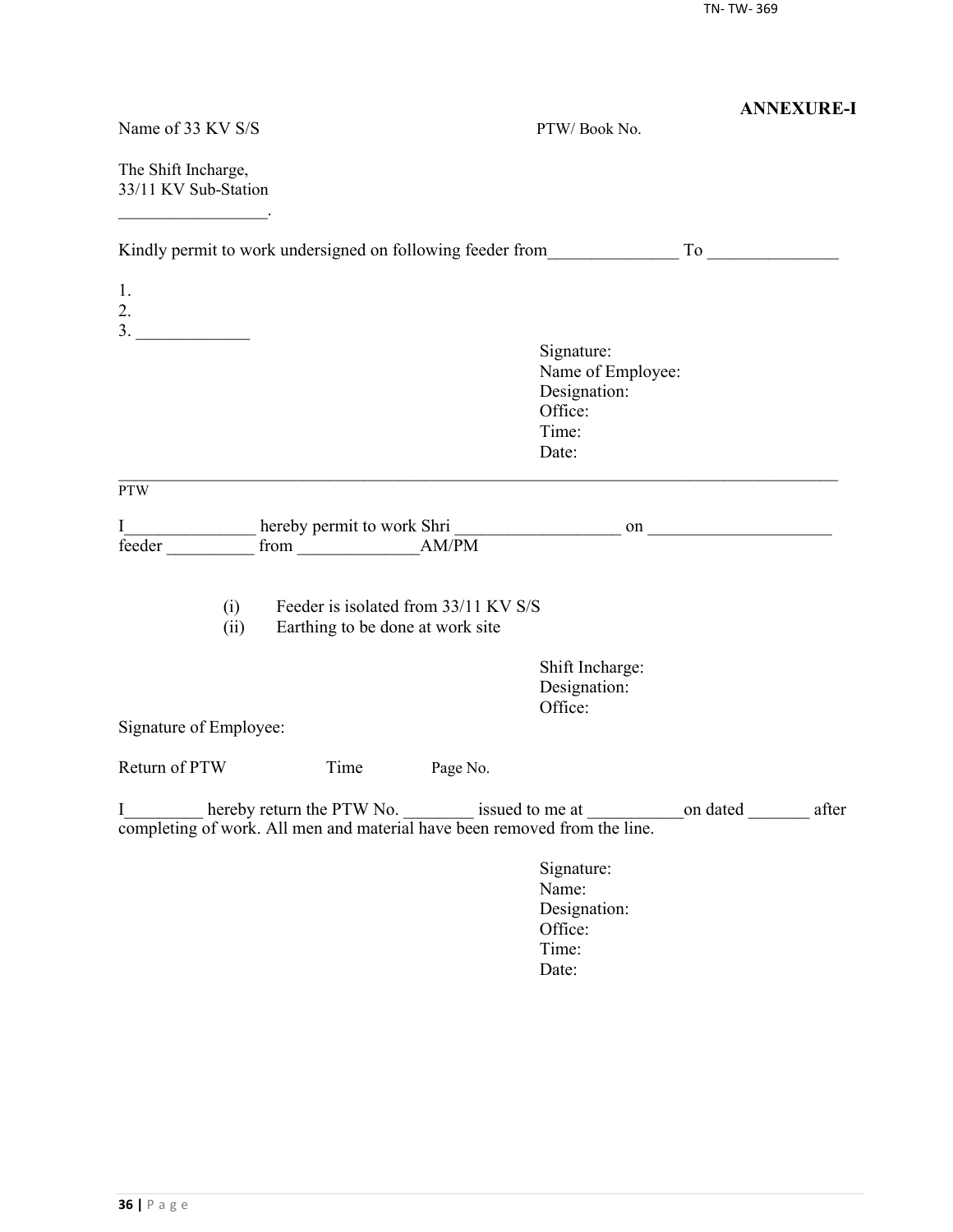**ANNEXURE-I**

Name of 33 KV S/S PTW/ Book No.

The Shift Incharge,
33/11 KV Sub-Station
_________________.

Kindly permit to work undersigned on following feeder from_______________ To _______________

1.
2.
3. _____________

Signature:
Name of Employee:
Designation:
Office:
Time:
Date:

---

PTW

I_______________ hereby permit to work Shri ___________________ on _____________________ feeder __________ from ______________AM/PM

(i) Feeder is isolated from 33/11 KV S/S
(ii) Earthing to be done at work site

Shift Incharge:
Designation:
Office:

Signature of Employee:

Return of PTW Time Page No.

I_________ hereby return the PTW No. ________ issued to me at ___________on dated _______ after completing of work. All men and material have been removed from the line.

Signature:
Name:
Designation:
Office:
Time:
Date: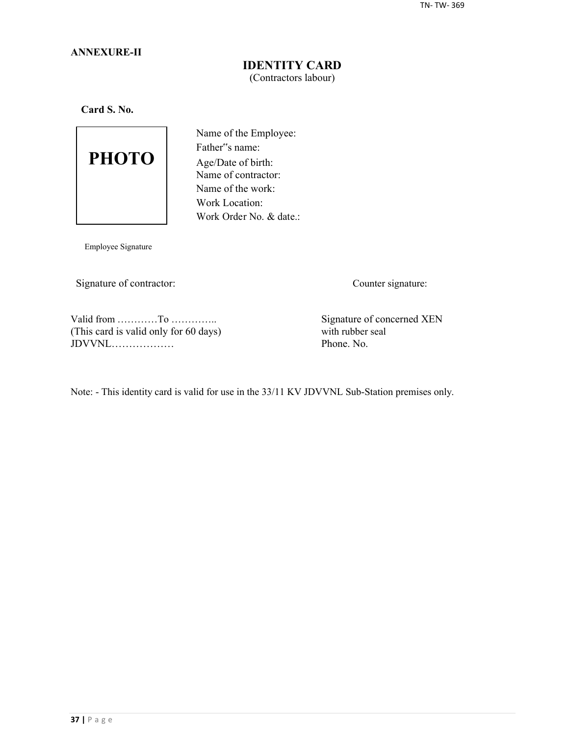**ANNEXURE-II**

## IDENTITY CARD

(Contractors labour)

**Card S. No.**

PHOTO

Name of the Employee:
Father"s name:
Age/Date of birth:
Name of contractor:
Name of the work:
Work Location:
Work Order No. & date.:

Employee Signature

Signature of contractor:

Counter signature:

Valid from …………To …………..
(This card is valid only for 60 days)
JDVVNL………………

Signature of concerned XEN
with rubber seal
Phone. No.

Note: - This identity card is valid for use in the 33/11 KV JDVVNL Sub-Station premises only.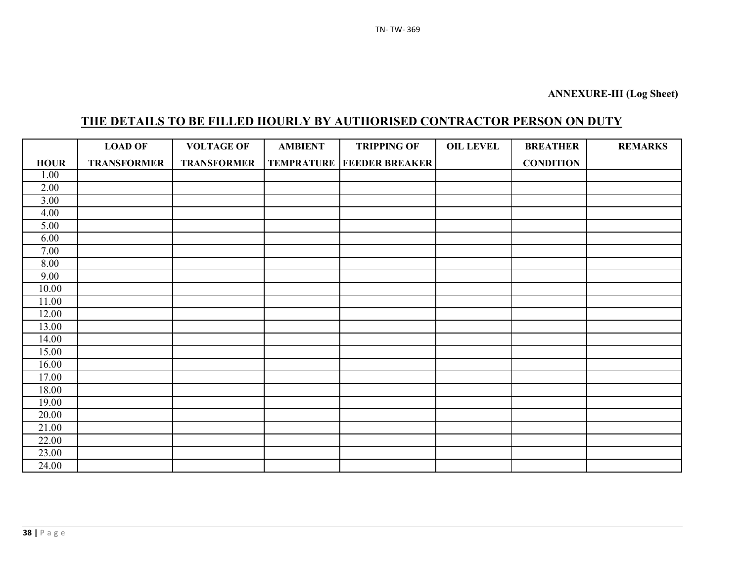**ANNEXURE-III (Log Sheet)**

## THE DETAILS TO BE FILLED HOURLY BY AUTHORISED CONTRACTOR PERSON ON DUTY

| HOUR | LOAD OF TRANSFORMER | VOLTAGE OF TRANSFORMER | AMBIENT TEMPRATURE | TRIPPING OF FEEDER BREAKER | OIL LEVEL | BREATHER CONDITION | REMARKS |
|---|---|---|---|---|---|---|---|
| 1.00 | | | | | | | |
| 2.00 | | | | | | | |
| 3.00 | | | | | | | |
| 4.00 | | | | | | | |
| 5.00 | | | | | | | |
| 6.00 | | | | | | | |
| 7.00 | | | | | | | |
| 8.00 | | | | | | | |
| 9.00 | | | | | | | |
| 10.00 | | | | | | | |
| 11.00 | | | | | | | |
| 12.00 | | | | | | | |
| 13.00 | | | | | | | |
| 14.00 | | | | | | | |
| 15.00 | | | | | | | |
| 16.00 | | | | | | | |
| 17.00 | | | | | | | |
| 18.00 | | | | | | | |
| 19.00 | | | | | | | |
| 20.00 | | | | | | | |
| 21.00 | | | | | | | |
| 22.00 | | | | | | | |
| 23.00 | | | | | | | |
| 24.00 | | | | | | | |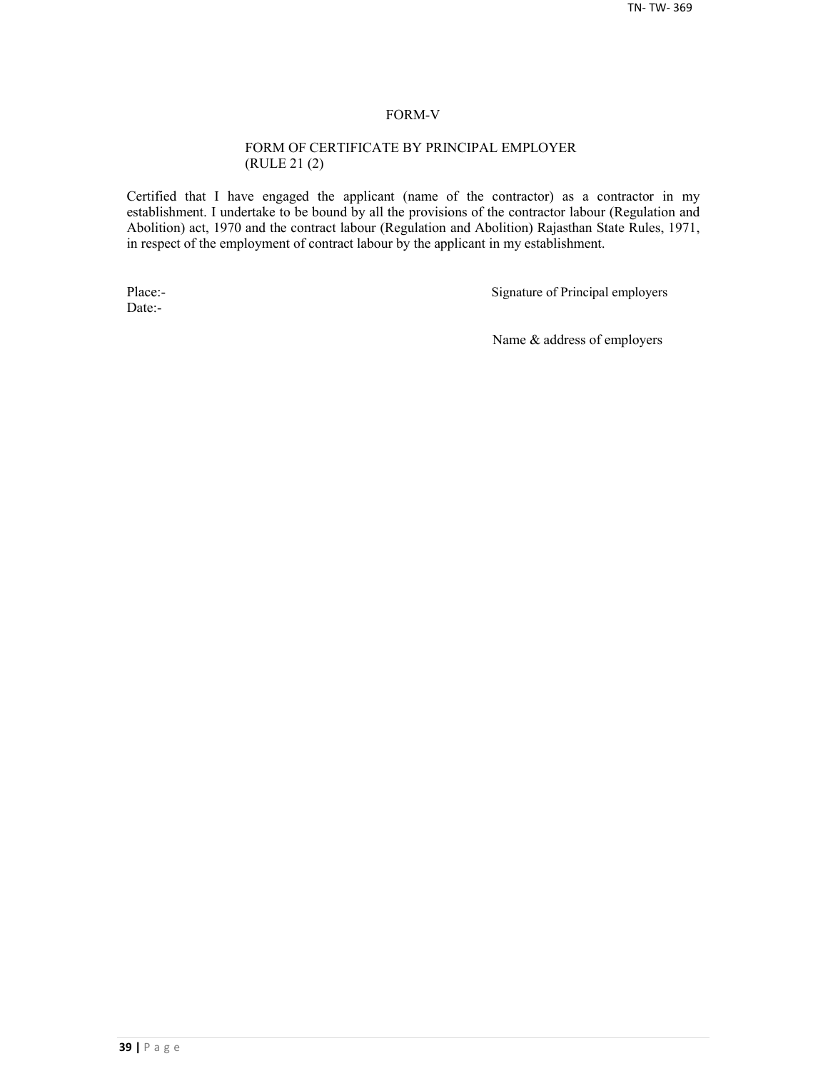# FORM-V

## FORM OF CERTIFICATE BY PRINCIPAL EMPLOYER (RULE 21 (2)

Certified that I have engaged the applicant (name of the contractor) as a contractor in my establishment. I undertake to be bound by all the provisions of the contractor labour (Regulation and Abolition) act, 1970 and the contract labour (Regulation and Abolition) Rajasthan State Rules, 1971, in respect of the employment of contract labour by the applicant in my establishment.

Place:-

Date:-

Signature of Principal employers

Name & address of employers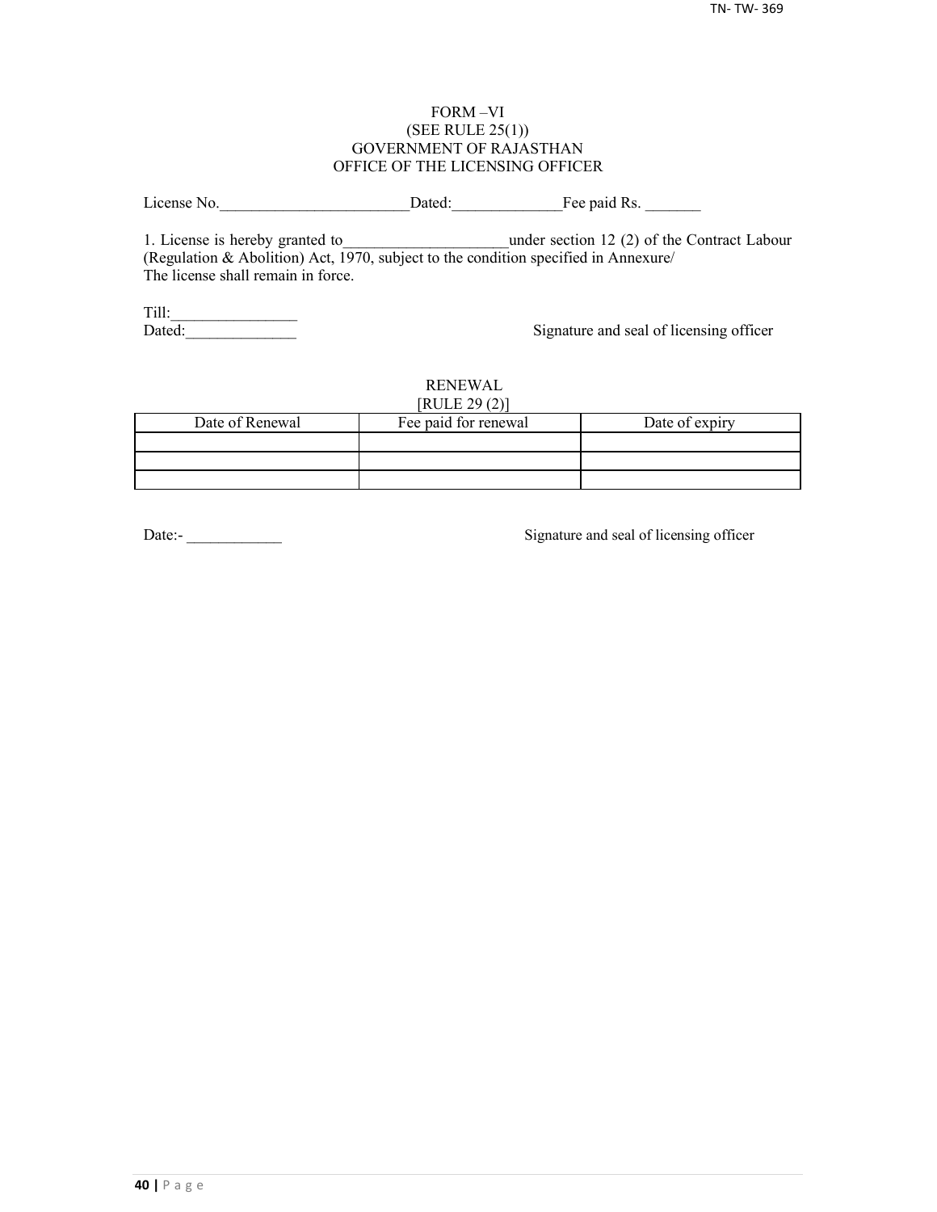FORM –VI
(SEE RULE 25(1))
GOVERNMENT OF RAJASTHAN
OFFICE OF THE LICENSING OFFICER

License No.________________________Dated:______________Fee paid Rs. _______

1. License is hereby granted to_____________________under section 12 (2) of the Contract Labour (Regulation & Abolition) Act, 1970, subject to the condition specified in Annexure/
The license shall remain in force.

Till:________________
Dated:______________

Signature and seal of licensing officer

RENEWAL
[RULE 29 (2)]

| Date of Renewal | Fee paid for renewal | Date of expiry |
|---|---|---|
| | | |
| | | |
| | | |

Date:- ____________

Signature and seal of licensing officer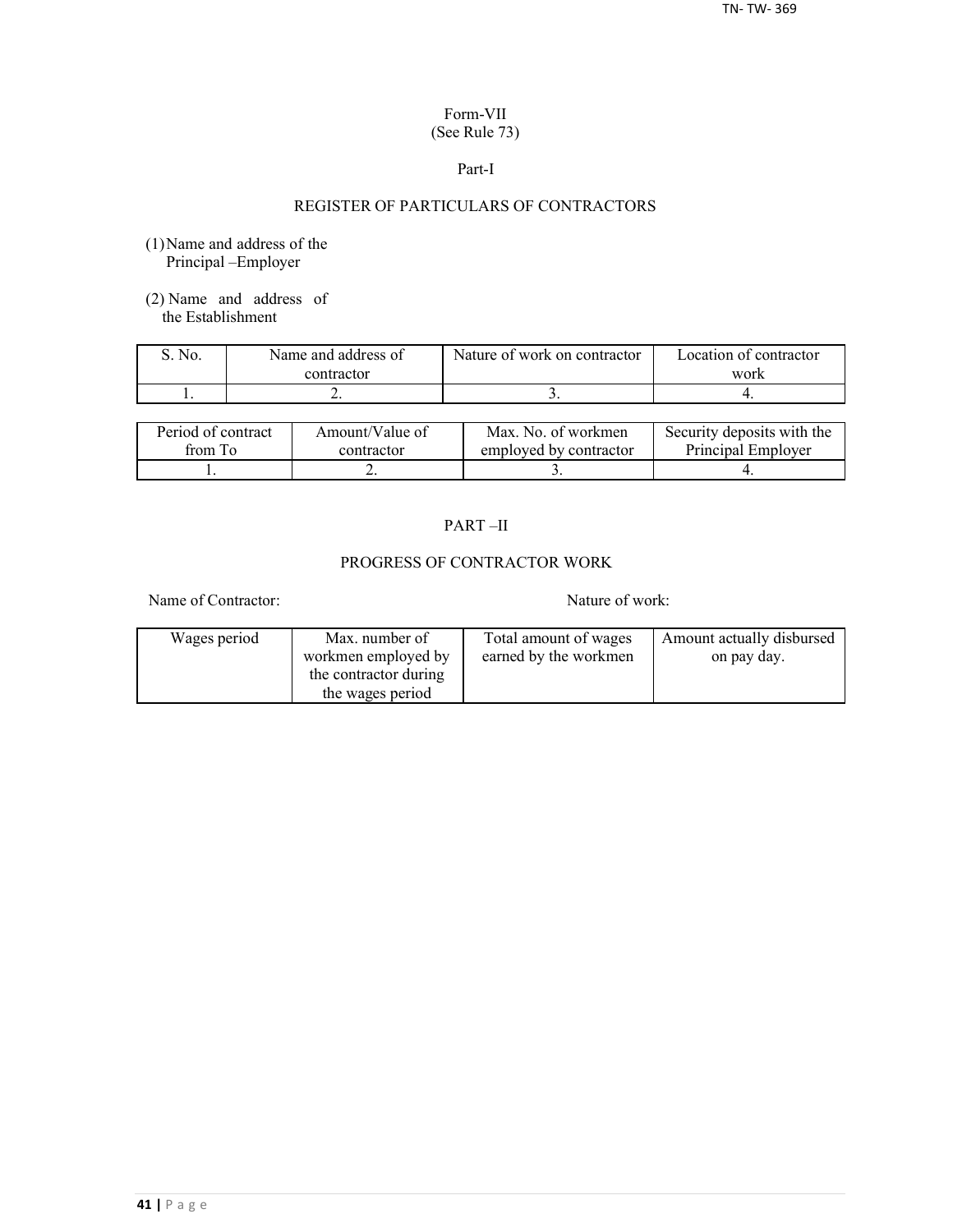Form-VII
(See Rule 73)

Part-I

## REGISTER OF PARTICULARS OF CONTRACTORS

(1) Name and address of the Principal –Employer

(2) Name and address of the Establishment

| S. No. | Name and address of contractor | Nature of work on contractor | Location of contractor work |
|---|---|---|---|
| 1. | 2. | 3. | 4. |

| Period of contract from To | Amount/Value of contractor | Max. No. of workmen employed by contractor | Security deposits with the Principal Employer |
|---|---|---|---|
| 1. | 2. | 3. | 4. |

## PART –II

## PROGRESS OF CONTRACTOR WORK

Name of Contractor: Nature of work:

| Wages period | Max. number of workmen employed by the contractor during the wages period | Total amount of wages earned by the workmen | Amount actually disbursed on pay day. |
|---|---|---|---|
| | | | |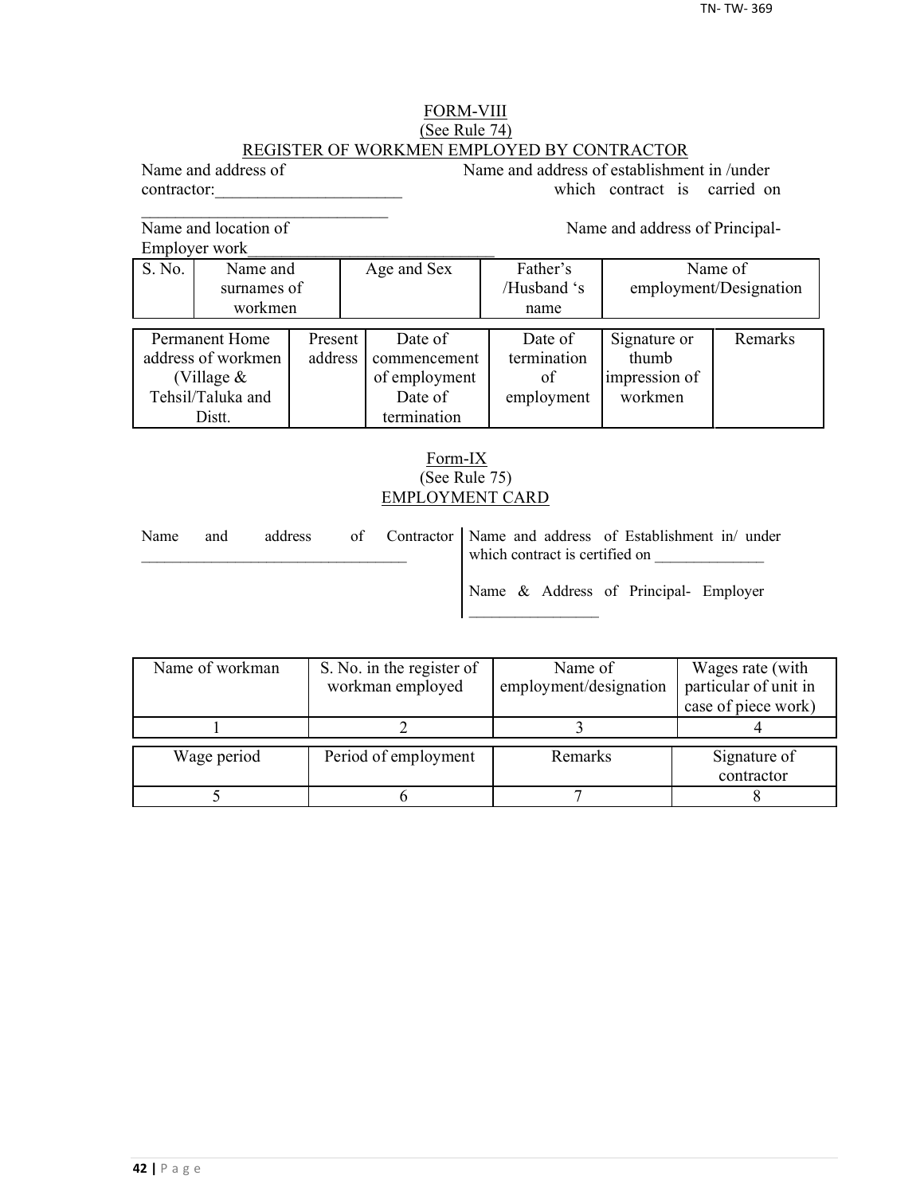FORM-VIII

(See Rule 74)

REGISTER OF WORKMEN EMPLOYED BY CONTRACTOR

Name and address of contractor:______________________ ______________________________

Name and address of establishment in /under which contract is carried on

Name and location of Employer work______________________________

Name and address of Principal-

| S. No. | Name and surnames of workmen | Age and Sex | Father's /Husband 's name | Name of employment/Designation |
|---|---|---|---|---|

| Permanent Home address of workmen (Village & Tehsil/Taluka and Distt. | Present address | Date of commencement of employment Date of termination | Date of termination of employment | Signature or thumb impression of workmen | Remarks |
|---|---|---|---|---|---|

Form-IX

(See Rule 75)

EMPLOYMENT CARD

Name and address of Contractor __________________________________

Name and address of Establishment in/ under which contract is certified on ______________

Name & Address of Principal- Employer ________________

| Name of workman | S. No. in the register of workman employed | Name of employment/designation | Wages rate (with particular of unit in case of piece work) |
|---|---|---|---|
| 1 | 2 | 3 | 4 |

| Wage period | Period of employment | Remarks | Signature of contractor |
|---|---|---|---|
| 5 | 6 | 7 | 8 |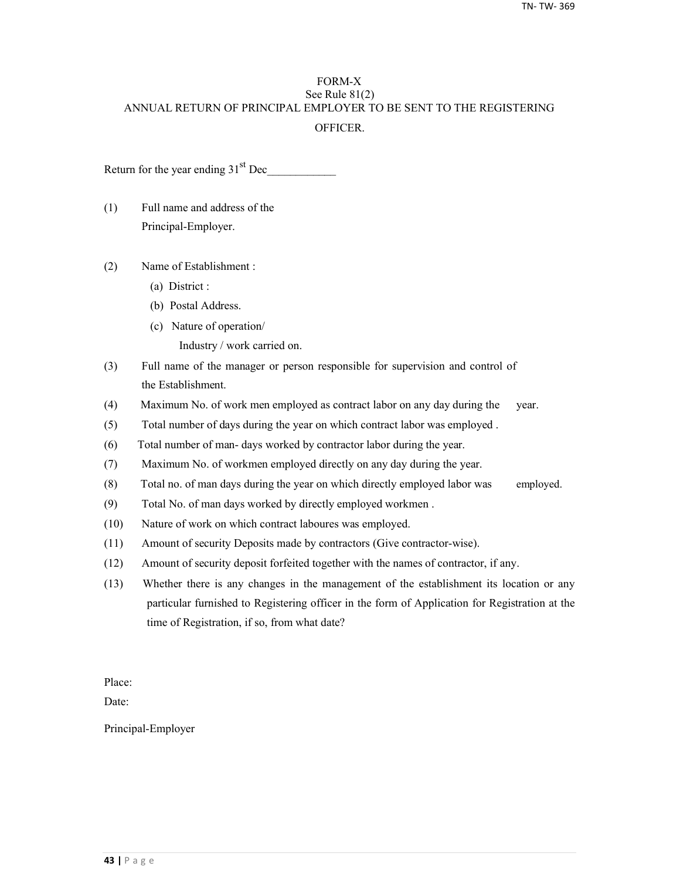# FORM-X

See Rule 81(2)

ANNUAL RETURN OF PRINCIPAL EMPLOYER TO BE SENT TO THE REGISTERING OFFICER.

Return for the year ending 31st Dec\_\_\_\_\_\_\_\_\_\_\_\_

(1) Full name and address of the Principal-Employer.

(2) Name of Establishment :

  (a) District :

  (b) Postal Address.

  (c) Nature of operation/ Industry / work carried on.

(3) Full name of the manager or person responsible for supervision and control of the Establishment.

(4) Maximum No. of work men employed as contract labor on any day during the year.

(5) Total number of days during the year on which contract labor was employed .

(6) Total number of man- days worked by contractor labor during the year.

(7) Maximum No. of workmen employed directly on any day during the year.

(8) Total no. of man days during the year on which directly employed labor was employed.

(9) Total No. of man days worked by directly employed workmen .

(10) Nature of work on which contract laboures was employed.

(11) Amount of security Deposits made by contractors (Give contractor-wise).

(12) Amount of security deposit forfeited together with the names of contractor, if any.

(13) Whether there is any changes in the management of the establishment its location or any particular furnished to Registering officer in the form of Application for Registration at the time of Registration, if so, from what date?

Place:

Date:

Principal-Employer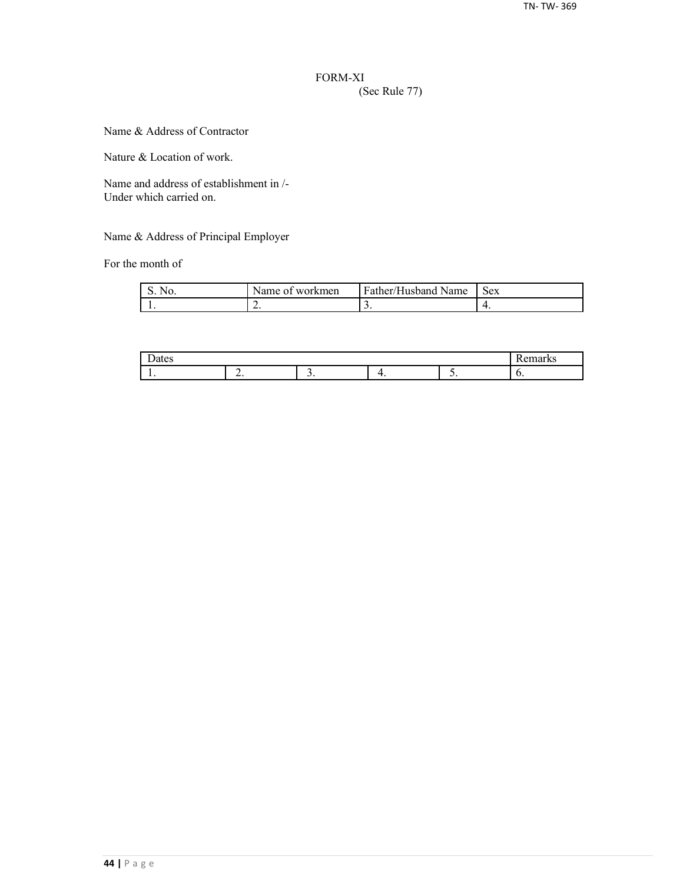FORM-XI

(Sec Rule 77)

Name & Address of Contractor

Nature & Location of work.

Name and address of establishment in /-
Under which carried on.

Name & Address of Principal Employer

For the month of

| S. No. | Name of workmen | Father/Husband Name | Sex |
|---|---|---|---|
| 1. | 2. | 3. | 4. |

| Dates | | | | | Remarks |
|---|---|---|---|---|---|
| 1. | 2. | 3. | 4. | 5. | 6. |